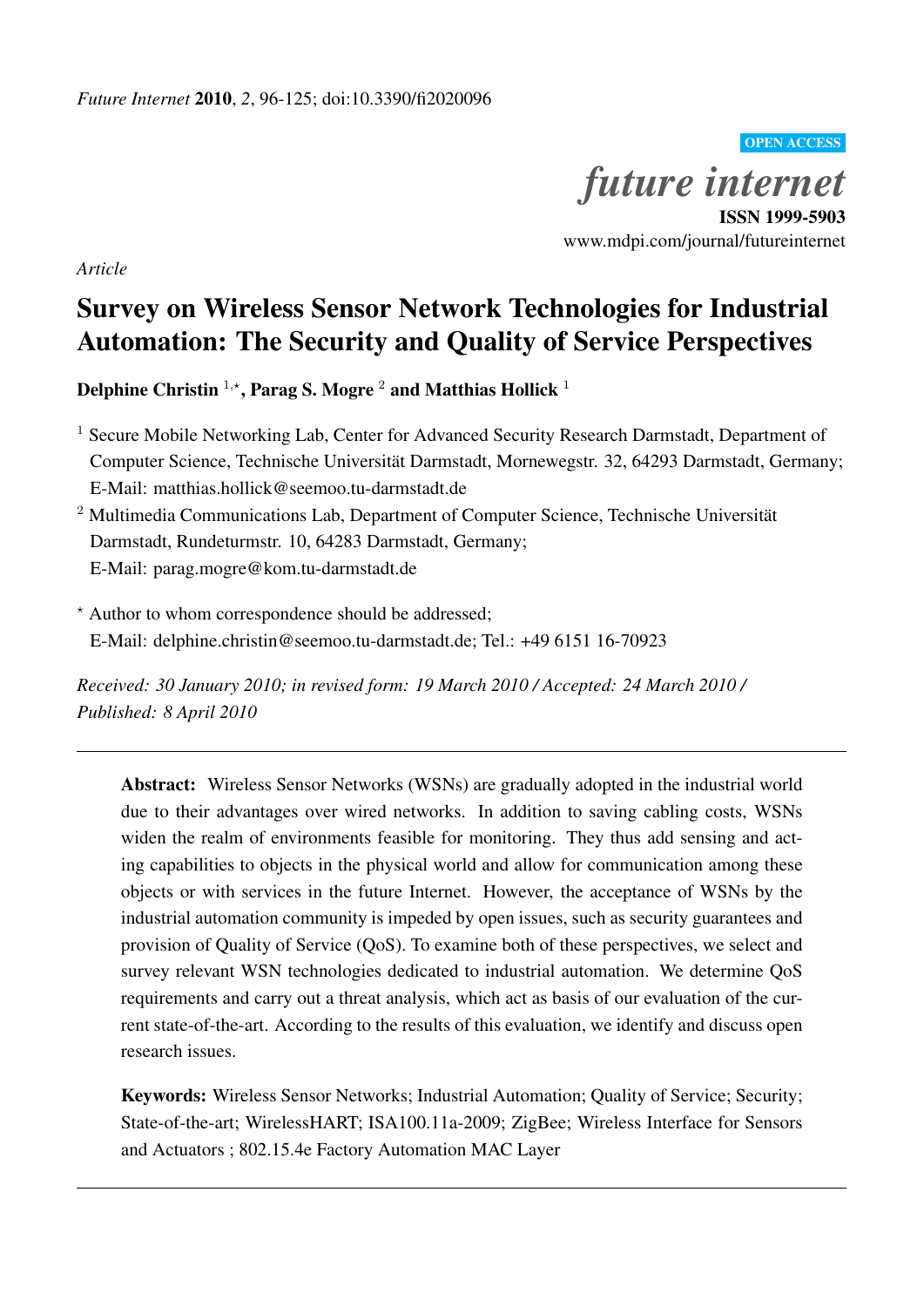*Future Internet* **2010**, *2*, 96-125; doi:10.3390/fi2020096

OPEN ACCESS

*future internet*

**ISSN 1999-5903**

www.mdpi.com/journal/futureinternet

*Article*

# Survey on Wireless Sensor Network Technologies for Industrial Automation: The Security and Quality of Service Perspectives

**Delphine Christin** [1,*], **Parag S. Mogre** [2] **and Matthias Hollick** [1]

[1] Secure Mobile Networking Lab, Center for Advanced Security Research Darmstadt, Department of Computer Science, Technische Universität Darmstadt, Mornewegstr. 32, 64293 Darmstadt, Germany; E-Mail: matthias.hollick@seemoo.tu-darmstadt.de

[2] Multimedia Communications Lab, Department of Computer Science, Technische Universität Darmstadt, Rundeturmstr. 10, 64283 Darmstadt, Germany; E-Mail: parag.mogre@kom.tu-darmstadt.de

[*] Author to whom correspondence should be addressed; E-Mail: delphine.christin@seemoo.tu-darmstadt.de; Tel.: +49 6151 16-70923

*Received: 30 January 2010; in revised form: 19 March 2010 / Accepted: 24 March 2010 / Published: 8 April 2010*

---

**Abstract:** Wireless Sensor Networks (WSNs) are gradually adopted in the industrial world due to their advantages over wired networks. In addition to saving cabling costs, WSNs widen the realm of environments feasible for monitoring. They thus add sensing and acting capabilities to objects in the physical world and allow for communication among these objects or with services in the future Internet. However, the acceptance of WSNs by the industrial automation community is impeded by open issues, such as security guarantees and provision of Quality of Service (QoS). To examine both of these perspectives, we select and survey relevant WSN technologies dedicated to industrial automation. We determine QoS requirements and carry out a threat analysis, which act as basis of our evaluation of the current state-of-the-art. According to the results of this evaluation, we identify and discuss open research issues.

**Keywords:** Wireless Sensor Networks; Industrial Automation; Quality of Service; Security; State-of-the-art; WirelessHART; ISA100.11a-2009; ZigBee; Wireless Interface for Sensors and Actuators ; 802.15.4e Factory Automation MAC Layer

---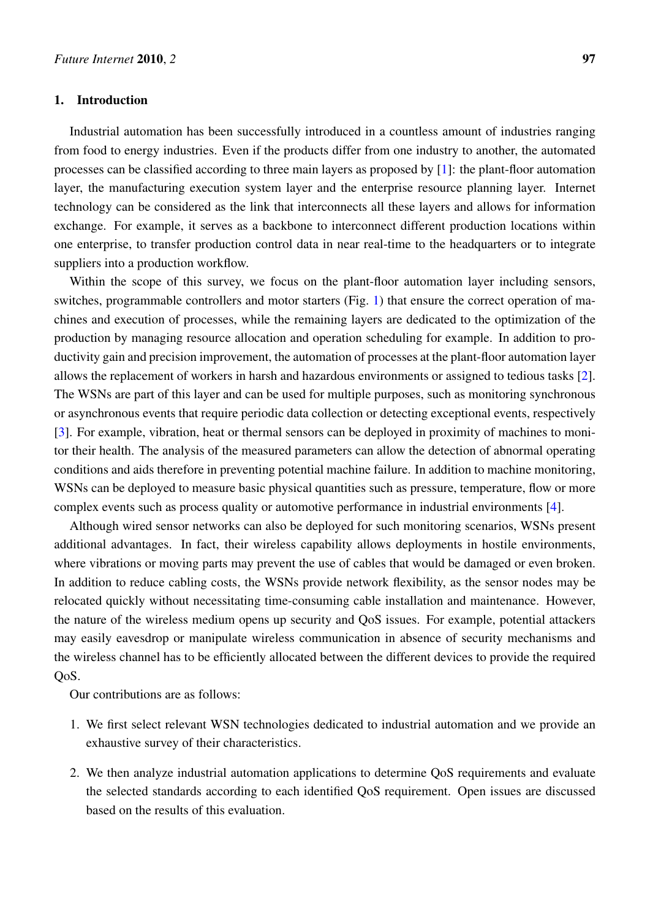## 1. Introduction

Industrial automation has been successfully introduced in a countless amount of industries ranging from food to energy industries. Even if the products differ from one industry to another, the automated processes can be classified according to three main layers as proposed by [1]: the plant-floor automation layer, the manufacturing execution system layer and the enterprise resource planning layer. Internet technology can be considered as the link that interconnects all these layers and allows for information exchange. For example, it serves as a backbone to interconnect different production locations within one enterprise, to transfer production control data in near real-time to the headquarters or to integrate suppliers into a production workflow.

Within the scope of this survey, we focus on the plant-floor automation layer including sensors, switches, programmable controllers and motor starters (Fig. 1) that ensure the correct operation of machines and execution of processes, while the remaining layers are dedicated to the optimization of the production by managing resource allocation and operation scheduling for example. In addition to productivity gain and precision improvement, the automation of processes at the plant-floor automation layer allows the replacement of workers in harsh and hazardous environments or assigned to tedious tasks [2]. The WSNs are part of this layer and can be used for multiple purposes, such as monitoring synchronous or asynchronous events that require periodic data collection or detecting exceptional events, respectively [3]. For example, vibration, heat or thermal sensors can be deployed in proximity of machines to monitor their health. The analysis of the measured parameters can allow the detection of abnormal operating conditions and aids therefore in preventing potential machine failure. In addition to machine monitoring, WSNs can be deployed to measure basic physical quantities such as pressure, temperature, flow or more complex events such as process quality or automotive performance in industrial environments [4].

Although wired sensor networks can also be deployed for such monitoring scenarios, WSNs present additional advantages. In fact, their wireless capability allows deployments in hostile environments, where vibrations or moving parts may prevent the use of cables that would be damaged or even broken. In addition to reduce cabling costs, the WSNs provide network flexibility, as the sensor nodes may be relocated quickly without necessitating time-consuming cable installation and maintenance. However, the nature of the wireless medium opens up security and QoS issues. For example, potential attackers may easily eavesdrop or manipulate wireless communication in absence of security mechanisms and the wireless channel has to be efficiently allocated between the different devices to provide the required QoS.

Our contributions are as follows:

1. We first select relevant WSN technologies dedicated to industrial automation and we provide an exhaustive survey of their characteristics.
2. We then analyze industrial automation applications to determine QoS requirements and evaluate the selected standards according to each identified QoS requirement. Open issues are discussed based on the results of this evaluation.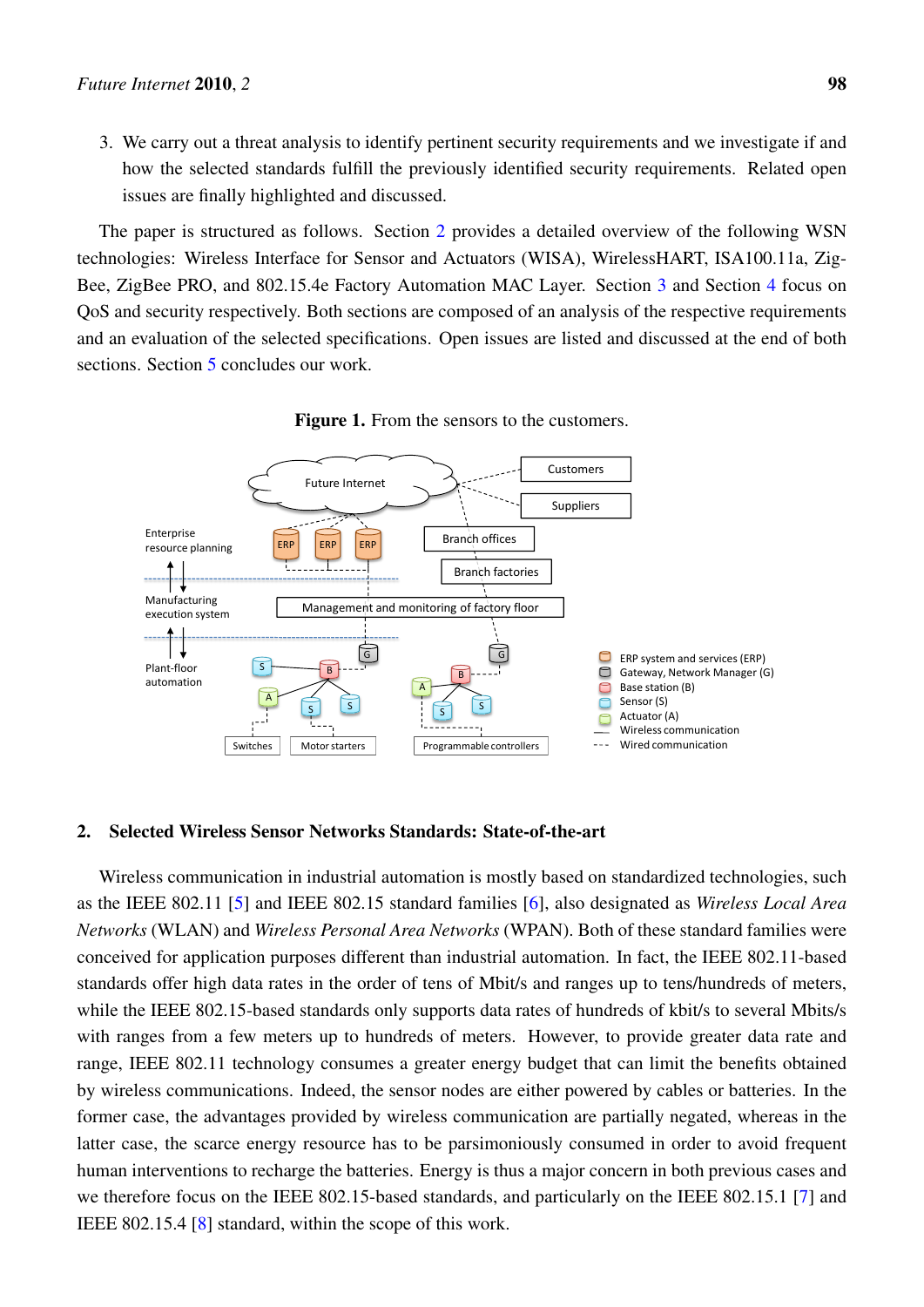3. We carry out a threat analysis to identify pertinent security requirements and we investigate if and how the selected standards fulfill the previously identified security requirements. Related open issues are finally highlighted and discussed.

The paper is structured as follows. Section 2 provides a detailed overview of the following WSN technologies: Wireless Interface for Sensor and Actuators (WISA), WirelessHART, ISA100.11a, ZigBee, ZigBee PRO, and 802.15.4e Factory Automation MAC Layer. Section 3 and Section 4 focus on QoS and security respectively. Both sections are composed of an analysis of the respective requirements and an evaluation of the selected specifications. Open issues are listed and discussed at the end of both sections. Section 5 concludes our work.

**Figure 1.** From the sensors to the customers.

## 2. Selected Wireless Sensor Networks Standards: State-of-the-art

Wireless communication in industrial automation is mostly based on standardized technologies, such as the IEEE 802.11 [5] and IEEE 802.15 standard families [6], also designated as *Wireless Local Area Networks* (WLAN) and *Wireless Personal Area Networks* (WPAN). Both of these standard families were conceived for application purposes different than industrial automation. In fact, the IEEE 802.11-based standards offer high data rates in the order of tens of Mbit/s and ranges up to tens/hundreds of meters, while the IEEE 802.15-based standards only supports data rates of hundreds of kbit/s to several Mbits/s with ranges from a few meters up to hundreds of meters. However, to provide greater data rate and range, IEEE 802.11 technology consumes a greater energy budget that can limit the benefits obtained by wireless communications. Indeed, the sensor nodes are either powered by cables or batteries. In the former case, the advantages provided by wireless communication are partially negated, whereas in the latter case, the scarce energy resource has to be parsimoniously consumed in order to avoid frequent human interventions to recharge the batteries. Energy is thus a major concern in both previous cases and we therefore focus on the IEEE 802.15-based standards, and particularly on the IEEE 802.15.1 [7] and IEEE 802.15.4 [8] standard, within the scope of this work.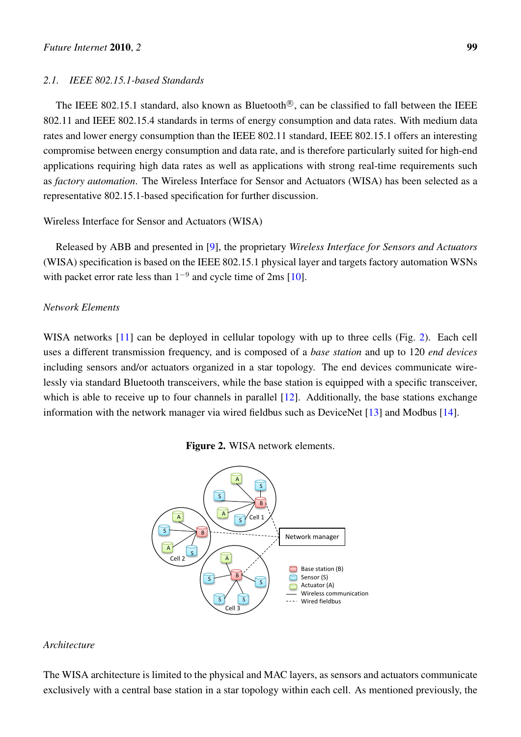### 2.1. IEEE 802.15.1-based Standards

The IEEE 802.15.1 standard, also known as Bluetooth®, can be classified to fall between the IEEE 802.11 and IEEE 802.15.4 standards in terms of energy consumption and data rates. With medium data rates and lower energy consumption than the IEEE 802.11 standard, IEEE 802.15.1 offers an interesting compromise between energy consumption and data rate, and is therefore particularly suited for high-end applications requiring high data rates as well as applications with strong real-time requirements such as *factory automation*. The Wireless Interface for Sensor and Actuators (WISA) has been selected as a representative 802.15.1-based specification for further discussion.

Wireless Interface for Sensor and Actuators (WISA)

Released by ABB and presented in [9], the proprietary *Wireless Interface for Sensors and Actuators* (WISA) specification is based on the IEEE 802.15.1 physical layer and targets factory automation WSNs with packet error rate less than $1^{-9}$ and cycle time of 2ms [10].

*Network Elements*

WISA networks [11] can be deployed in cellular topology with up to three cells (Fig. 2). Each cell uses a different transmission frequency, and is composed of a *base station* and up to 120 *end devices* including sensors and/or actuators organized in a star topology. The end devices communicate wirelessly via standard Bluetooth transceivers, while the base station is equipped with a specific transceiver, which is able to receive up to four channels in parallel [12]. Additionally, the base stations exchange information with the network manager via wired fieldbus such as DeviceNet [13] and Modbus [14].

**Figure 2.** WISA network elements.

*Architecture*

The WISA architecture is limited to the physical and MAC layers, as sensors and actuators communicate exclusively with a central base station in a star topology within each cell. As mentioned previously, the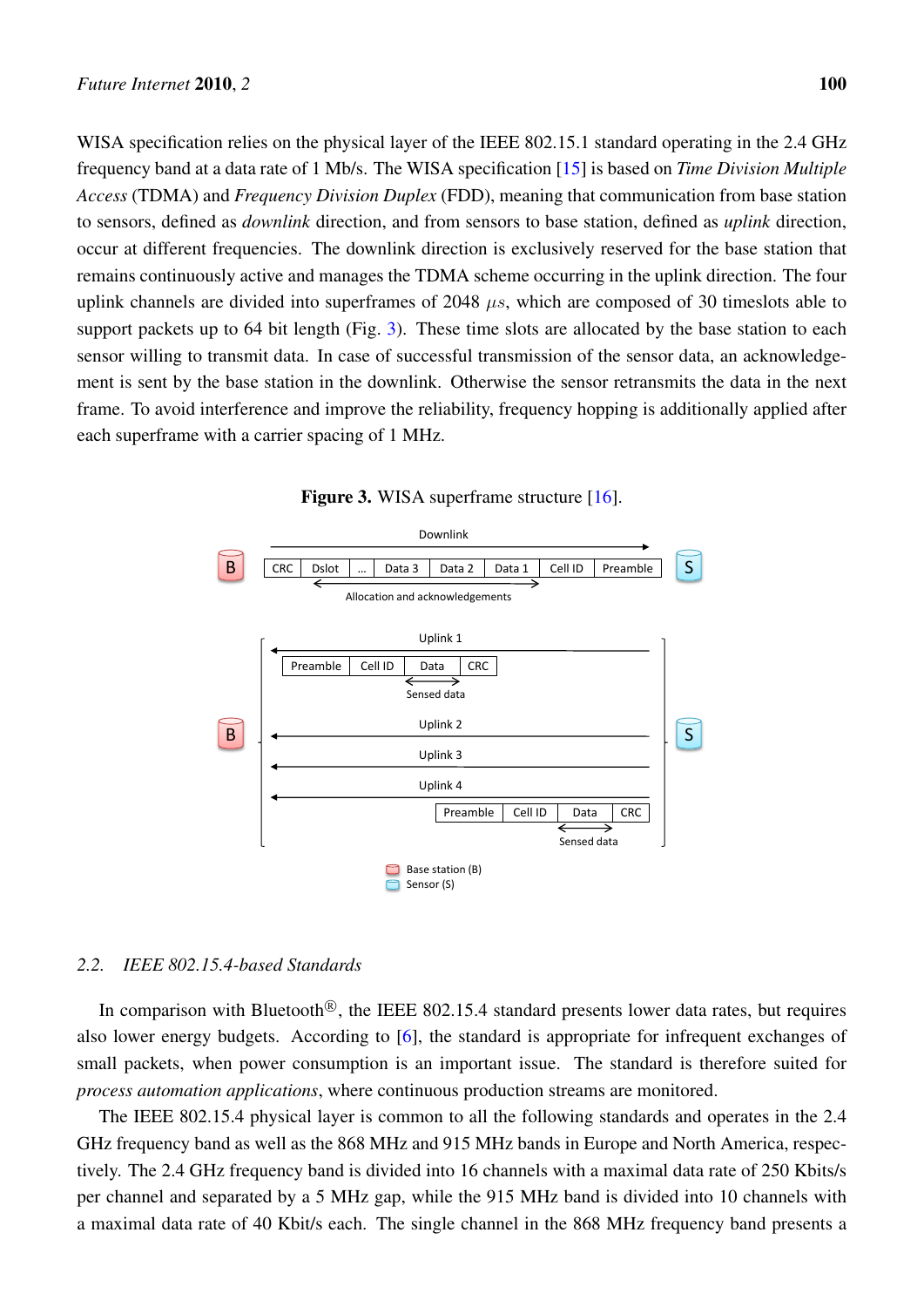WISA specification relies on the physical layer of the IEEE 802.15.1 standard operating in the 2.4 GHz frequency band at a data rate of 1 Mb/s. The WISA specification [15] is based on *Time Division Multiple Access* (TDMA) and *Frequency Division Duplex* (FDD), meaning that communication from base station to sensors, defined as *downlink* direction, and from sensors to base station, defined as *uplink* direction, occur at different frequencies. The downlink direction is exclusively reserved for the base station that remains continuously active and manages the TDMA scheme occurring in the uplink direction. The four uplink channels are divided into superframes of 2048 $\mu s$, which are composed of 30 timeslots able to support packets up to 64 bit length (Fig. 3). These time slots are allocated by the base station to each sensor willing to transmit data. In case of successful transmission of the sensor data, an acknowledgement is sent by the base station in the downlink. Otherwise the sensor retransmits the data in the next frame. To avoid interference and improve the reliability, frequency hopping is additionally applied after each superframe with a carrier spacing of 1 MHz.

**Figure 3.** WISA superframe structure [16].

## 2.2. IEEE 802.15.4-based Standards

In comparison with Bluetooth®, the IEEE 802.15.4 standard presents lower data rates, but requires also lower energy budgets. According to [6], the standard is appropriate for infrequent exchanges of small packets, when power consumption is an important issue. The standard is therefore suited for *process automation applications*, where continuous production streams are monitored.

The IEEE 802.15.4 physical layer is common to all the following standards and operates in the 2.4 GHz frequency band as well as the 868 MHz and 915 MHz bands in Europe and North America, respectively. The 2.4 GHz frequency band is divided into 16 channels with a maximal data rate of 250 Kbits/s per channel and separated by a 5 MHz gap, while the 915 MHz band is divided into 10 channels with a maximal data rate of 40 Kbit/s each. The single channel in the 868 MHz frequency band presents a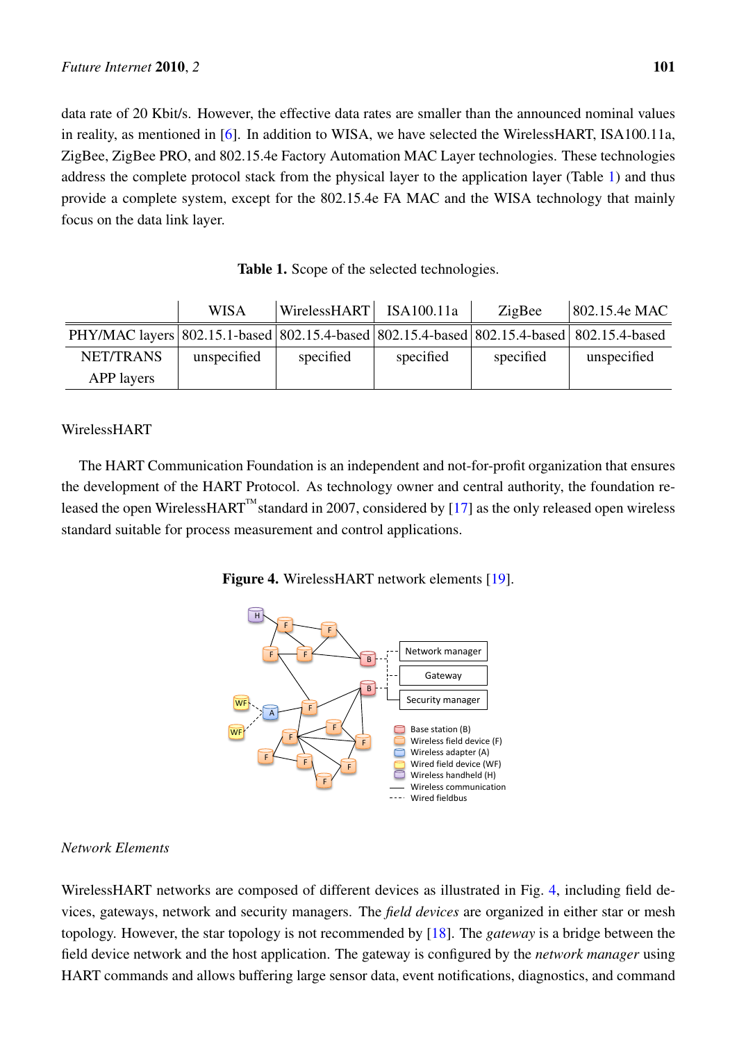data rate of 20 Kbit/s. However, the effective data rates are smaller than the announced nominal values in reality, as mentioned in [6]. In addition to WISA, we have selected the WirelessHART, ISA100.11a, ZigBee, ZigBee PRO, and 802.15.4e Factory Automation MAC Layer technologies. These technologies address the complete protocol stack from the physical layer to the application layer (Table 1) and thus provide a complete system, except for the 802.15.4e FA MAC and the WISA technology that mainly focus on the data link layer.

**Table 1.** Scope of the selected technologies.

| | WISA | WirelessHART | ISA100.11a | ZigBee | 802.15.4e MAC |
|---|---|---|---|---|---|
| PHY/MAC layers | 802.15.1-based | 802.15.4-based | 802.15.4-based | 802.15.4-based | 802.15.4-based |
| NET/TRANS APP layers | unspecified | specified | specified | specified | unspecified |

WirelessHART

The HART Communication Foundation is an independent and not-for-profit organization that ensures the development of the HART Protocol. As technology owner and central authority, the foundation released the open WirelessHART™ standard in 2007, considered by [17] as the only released open wireless standard suitable for process measurement and control applications.

**Figure 4.** WirelessHART network elements [19].

*Network Elements*

WirelessHART networks are composed of different devices as illustrated in Fig. 4, including field devices, gateways, network and security managers. The *field devices* are organized in either star or mesh topology. However, the star topology is not recommended by [18]. The *gateway* is a bridge between the field device network and the host application. The gateway is configured by the *network manager* using HART commands and allows buffering large sensor data, event notifications, diagnostics, and command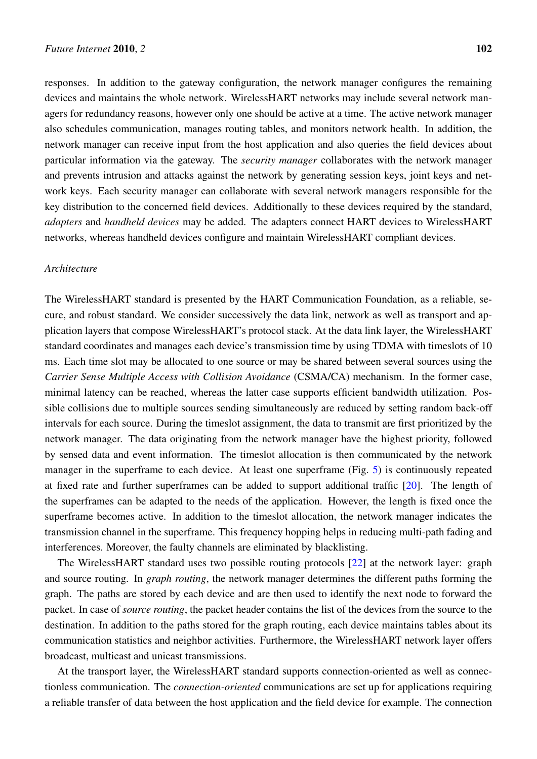responses. In addition to the gateway configuration, the network manager configures the remaining devices and maintains the whole network. WirelessHART networks may include several network managers for redundancy reasons, however only one should be active at a time. The active network manager also schedules communication, manages routing tables, and monitors network health. In addition, the network manager can receive input from the host application and also queries the field devices about particular information via the gateway. The *security manager* collaborates with the network manager and prevents intrusion and attacks against the network by generating session keys, joint keys and network keys. Each security manager can collaborate with several network managers responsible for the key distribution to the concerned field devices. Additionally to these devices required by the standard, *adapters* and *handheld devices* may be added. The adapters connect HART devices to WirelessHART networks, whereas handheld devices configure and maintain WirelessHART compliant devices.

*Architecture*

The WirelessHART standard is presented by the HART Communication Foundation, as a reliable, secure, and robust standard. We consider successively the data link, network as well as transport and application layers that compose WirelessHART's protocol stack. At the data link layer, the WirelessHART standard coordinates and manages each device's transmission time by using TDMA with timeslots of 10 ms. Each time slot may be allocated to one source or may be shared between several sources using the *Carrier Sense Multiple Access with Collision Avoidance* (CSMA/CA) mechanism. In the former case, minimal latency can be reached, whereas the latter case supports efficient bandwidth utilization. Possible collisions due to multiple sources sending simultaneously are reduced by setting random back-off intervals for each source. During the timeslot assignment, the data to transmit are first prioritized by the network manager. The data originating from the network manager have the highest priority, followed by sensed data and event information. The timeslot allocation is then communicated by the network manager in the superframe to each device. At least one superframe (Fig. 5) is continuously repeated at fixed rate and further superframes can be added to support additional traffic [20]. The length of the superframes can be adapted to the needs of the application. However, the length is fixed once the superframe becomes active. In addition to the timeslot allocation, the network manager indicates the transmission channel in the superframe. This frequency hopping helps in reducing multi-path fading and interferences. Moreover, the faulty channels are eliminated by blacklisting.

The WirelessHART standard uses two possible routing protocols [22] at the network layer: graph and source routing. In *graph routing*, the network manager determines the different paths forming the graph. The paths are stored by each device and are then used to identify the next node to forward the packet. In case of *source routing*, the packet header contains the list of the devices from the source to the destination. In addition to the paths stored for the graph routing, each device maintains tables about its communication statistics and neighbor activities. Furthermore, the WirelessHART network layer offers broadcast, multicast and unicast transmissions.

At the transport layer, the WirelessHART standard supports connection-oriented as well as connectionless communication. The *connection-oriented* communications are set up for applications requiring a reliable transfer of data between the host application and the field device for example. The connection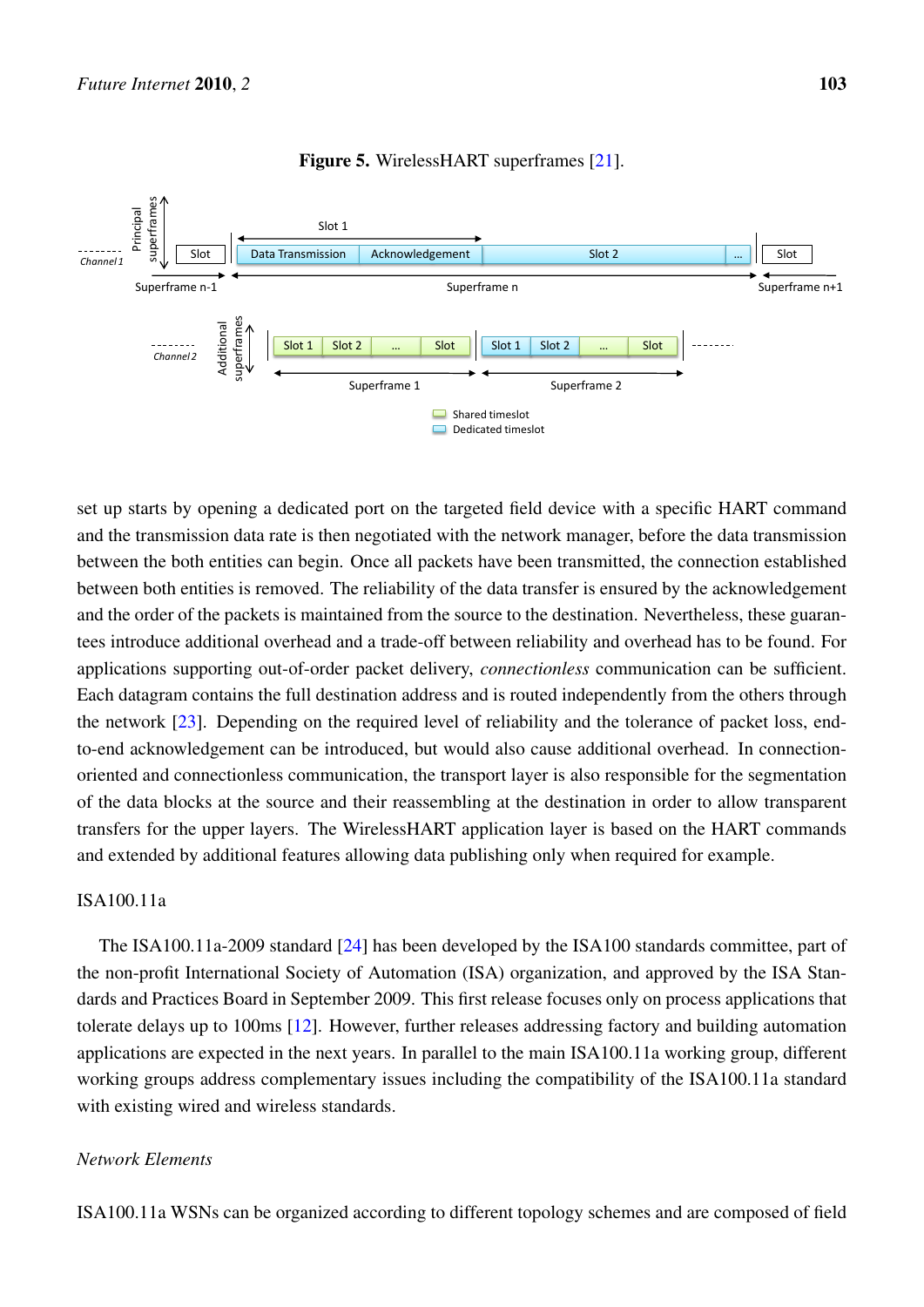**Figure 5.** WirelessHART superframes [21].

set up starts by opening a dedicated port on the targeted field device with a specific HART command and the transmission data rate is then negotiated with the network manager, before the data transmission between the both entities can begin. Once all packets have been transmitted, the connection established between both entities is removed. The reliability of the data transfer is ensured by the acknowledgement and the order of the packets is maintained from the source to the destination. Nevertheless, these guarantees introduce additional overhead and a trade-off between reliability and overhead has to be found. For applications supporting out-of-order packet delivery, *connectionless* communication can be sufficient. Each datagram contains the full destination address and is routed independently from the others through the network [23]. Depending on the required level of reliability and the tolerance of packet loss, end-to-end acknowledgement can be introduced, but would also cause additional overhead. In connection-oriented and connectionless communication, the transport layer is also responsible for the segmentation of the data blocks at the source and their reassembling at the destination in order to allow transparent transfers for the upper layers. The WirelessHART application layer is based on the HART commands and extended by additional features allowing data publishing only when required for example.

ISA100.11a

The ISA100.11a-2009 standard [24] has been developed by the ISA100 standards committee, part of the non-profit International Society of Automation (ISA) organization, and approved by the ISA Standards and Practices Board in September 2009. This first release focuses only on process applications that tolerate delays up to 100ms [12]. However, further releases addressing factory and building automation applications are expected in the next years. In parallel to the main ISA100.11a working group, different working groups address complementary issues including the compatibility of the ISA100.11a standard with existing wired and wireless standards.

*Network Elements*

ISA100.11a WSNs can be organized according to different topology schemes and are composed of field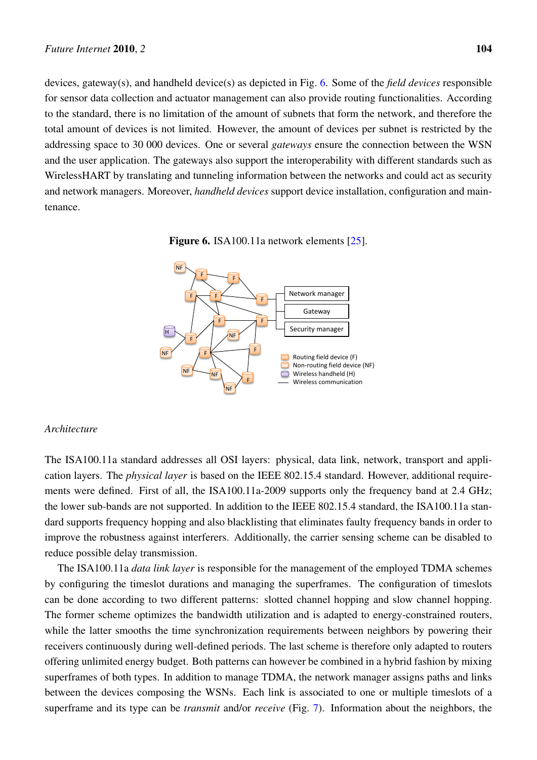devices, gateway(s), and handheld device(s) as depicted in Fig. 6. Some of the *field devices* responsible for sensor data collection and actuator management can also provide routing functionalities. According to the standard, there is no limitation of the amount of subnets that form the network, and therefore the total amount of devices is not limited. However, the amount of devices per subnet is restricted by the addressing space to 30 000 devices. One or several *gateways* ensure the connection between the WSN and the user application. The gateways also support the interoperability with different standards such as WirelessHART by translating and tunneling information between the networks and could act as security and network managers. Moreover, *handheld devices* support device installation, configuration and maintenance.

**Figure 6.** ISA100.11a network elements [25].

*Architecture*

The ISA100.11a standard addresses all OSI layers: physical, data link, network, transport and application layers. The *physical layer* is based on the IEEE 802.15.4 standard. However, additional requirements were defined. First of all, the ISA100.11a-2009 supports only the frequency band at 2.4 GHz; the lower sub-bands are not supported. In addition to the IEEE 802.15.4 standard, the ISA100.11a standard supports frequency hopping and also blacklisting that eliminates faulty frequency bands in order to improve the robustness against interferers. Additionally, the carrier sensing scheme can be disabled to reduce possible delay transmission.

The ISA100.11a *data link layer* is responsible for the management of the employed TDMA schemes by configuring the timeslot durations and managing the superframes. The configuration of timeslots can be done according to two different patterns: slotted channel hopping and slow channel hopping. The former scheme optimizes the bandwidth utilization and is adapted to energy-constrained routers, while the latter smooths the time synchronization requirements between neighbors by powering their receivers continuously during well-defined periods. The last scheme is therefore only adapted to routers offering unlimited energy budget. Both patterns can however be combined in a hybrid fashion by mixing superframes of both types. In addition to manage TDMA, the network manager assigns paths and links between the devices composing the WSNs. Each link is associated to one or multiple timeslots of a superframe and its type can be *transmit* and/or *receive* (Fig. 7). Information about the neighbors, the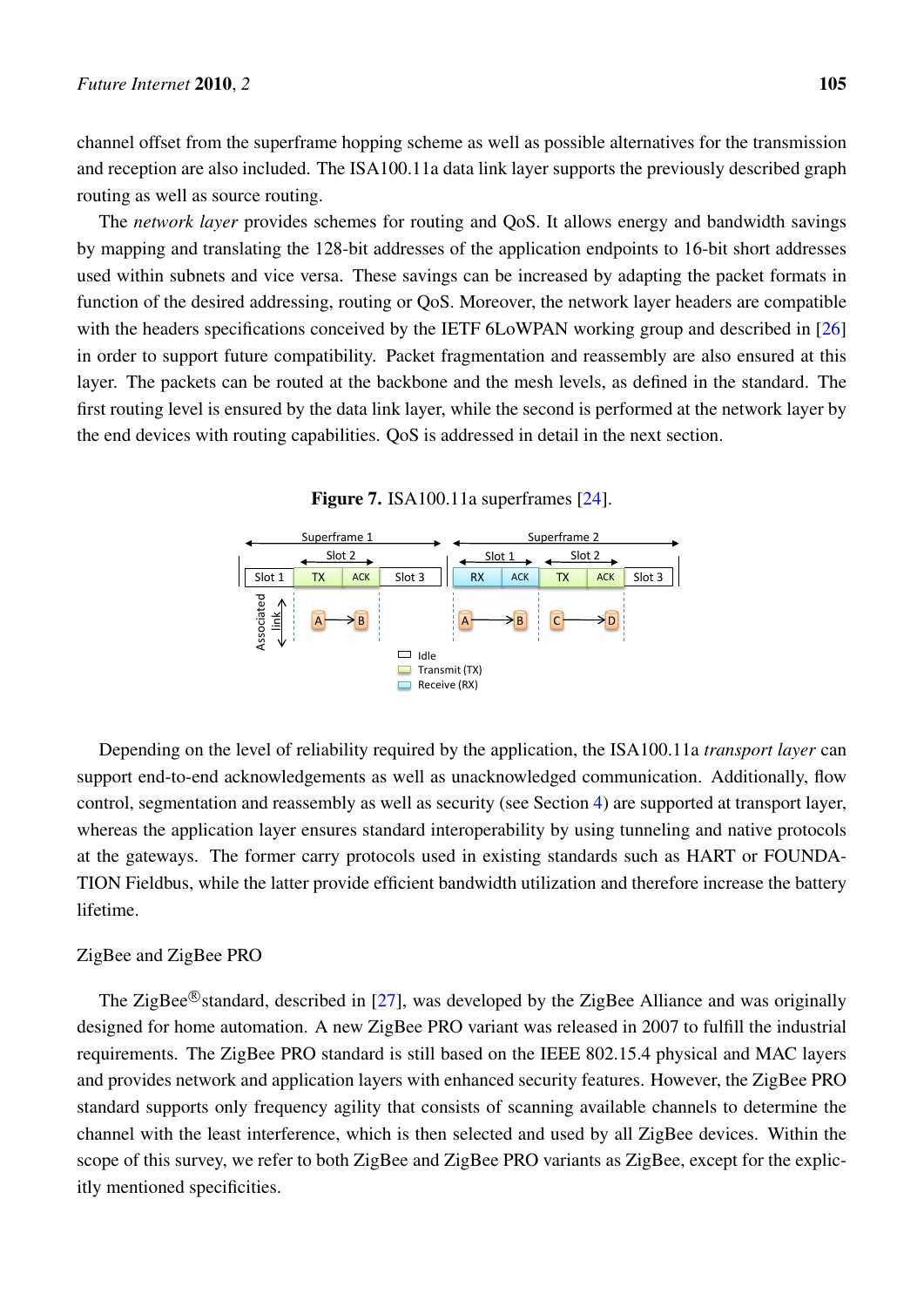channel offset from the superframe hopping scheme as well as possible alternatives for the transmission and reception are also included. The ISA100.11a data link layer supports the previously described graph routing as well as source routing.

The *network layer* provides schemes for routing and QoS. It allows energy and bandwidth savings by mapping and translating the 128-bit addresses of the application endpoints to 16-bit short addresses used within subnets and vice versa. These savings can be increased by adapting the packet formats in function of the desired addressing, routing or QoS. Moreover, the network layer headers are compatible with the headers specifications conceived by the IETF 6LoWPAN working group and described in [26] in order to support future compatibility. Packet fragmentation and reassembly are also ensured at this layer. The packets can be routed at the backbone and the mesh levels, as defined in the standard. The first routing level is ensured by the data link layer, while the second is performed at the network layer by the end devices with routing capabilities. QoS is addressed in detail in the next section.

**Figure 7.** ISA100.11a superframes [24].

Depending on the level of reliability required by the application, the ISA100.11a *transport layer* can support end-to-end acknowledgements as well as unacknowledged communication. Additionally, flow control, segmentation and reassembly as well as security (see Section 4) are supported at transport layer, whereas the application layer ensures standard interoperability by using tunneling and native protocols at the gateways. The former carry protocols used in existing standards such as HART or FOUNDATION Fieldbus, while the latter provide efficient bandwidth utilization and therefore increase the battery lifetime.

ZigBee and ZigBee PRO

The ZigBee®standard, described in [27], was developed by the ZigBee Alliance and was originally designed for home automation. A new ZigBee PRO variant was released in 2007 to fulfill the industrial requirements. The ZigBee PRO standard is still based on the IEEE 802.15.4 physical and MAC layers and provides network and application layers with enhanced security features. However, the ZigBee PRO standard supports only frequency agility that consists of scanning available channels to determine the channel with the least interference, which is then selected and used by all ZigBee devices. Within the scope of this survey, we refer to both ZigBee and ZigBee PRO variants as ZigBee, except for the explicitly mentioned specificities.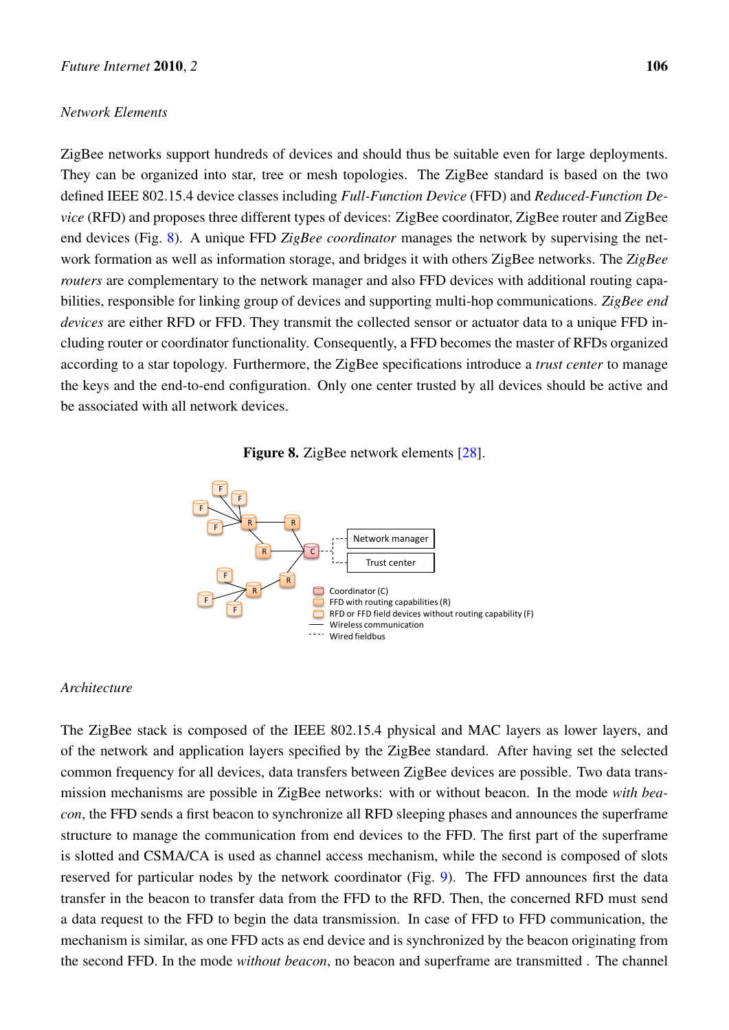*Network Elements*

ZigBee networks support hundreds of devices and should thus be suitable even for large deployments. They can be organized into star, tree or mesh topologies. The ZigBee standard is based on the two defined IEEE 802.15.4 device classes including *Full-Function Device* (FFD) and *Reduced-Function Device* (RFD) and proposes three different types of devices: ZigBee coordinator, ZigBee router and ZigBee end devices (Fig. 8). A unique FFD *ZigBee coordinator* manages the network by supervising the network formation as well as information storage, and bridges it with others ZigBee networks. The *ZigBee routers* are complementary to the network manager and also FFD devices with additional routing capabilities, responsible for linking group of devices and supporting multi-hop communications. *ZigBee end devices* are either RFD or FFD. They transmit the collected sensor or actuator data to a unique FFD including router or coordinator functionality. Consequently, a FFD becomes the master of RFDs organized according to a star topology. Furthermore, the ZigBee specifications introduce a *trust center* to manage the keys and the end-to-end configuration. Only one center trusted by all devices should be active and be associated with all network devices.

**Figure 8.** ZigBee network elements [28].

F
F
F
F
R
R
R
C
Network manager
Trust center
F
R
R
F
F
Coordinator (C)
FFD with routing capabilities (R)
RFD or FFD field devices without routing capability (F)
Wireless communication
Wired fieldbus

*Architecture*

The ZigBee stack is composed of the IEEE 802.15.4 physical and MAC layers as lower layers, and of the network and application layers specified by the ZigBee standard. After having set the selected common frequency for all devices, data transfers between ZigBee devices are possible. Two data transmission mechanisms are possible in ZigBee networks: with or without beacon. In the mode *with beacon*, the FFD sends a first beacon to synchronize all RFD sleeping phases and announces the superframe structure to manage the communication from end devices to the FFD. The first part of the superframe is slotted and CSMA/CA is used as channel access mechanism, while the second is composed of slots reserved for particular nodes by the network coordinator (Fig. 9). The FFD announces first the data transfer in the beacon to transfer data from the FFD to the RFD. Then, the concerned RFD must send a data request to the FFD to begin the data transmission. In case of FFD to FFD communication, the mechanism is similar, as one FFD acts as end device and is synchronized by the beacon originating from the second FFD. In the mode *without beacon*, no beacon and superframe are transmitted . The channel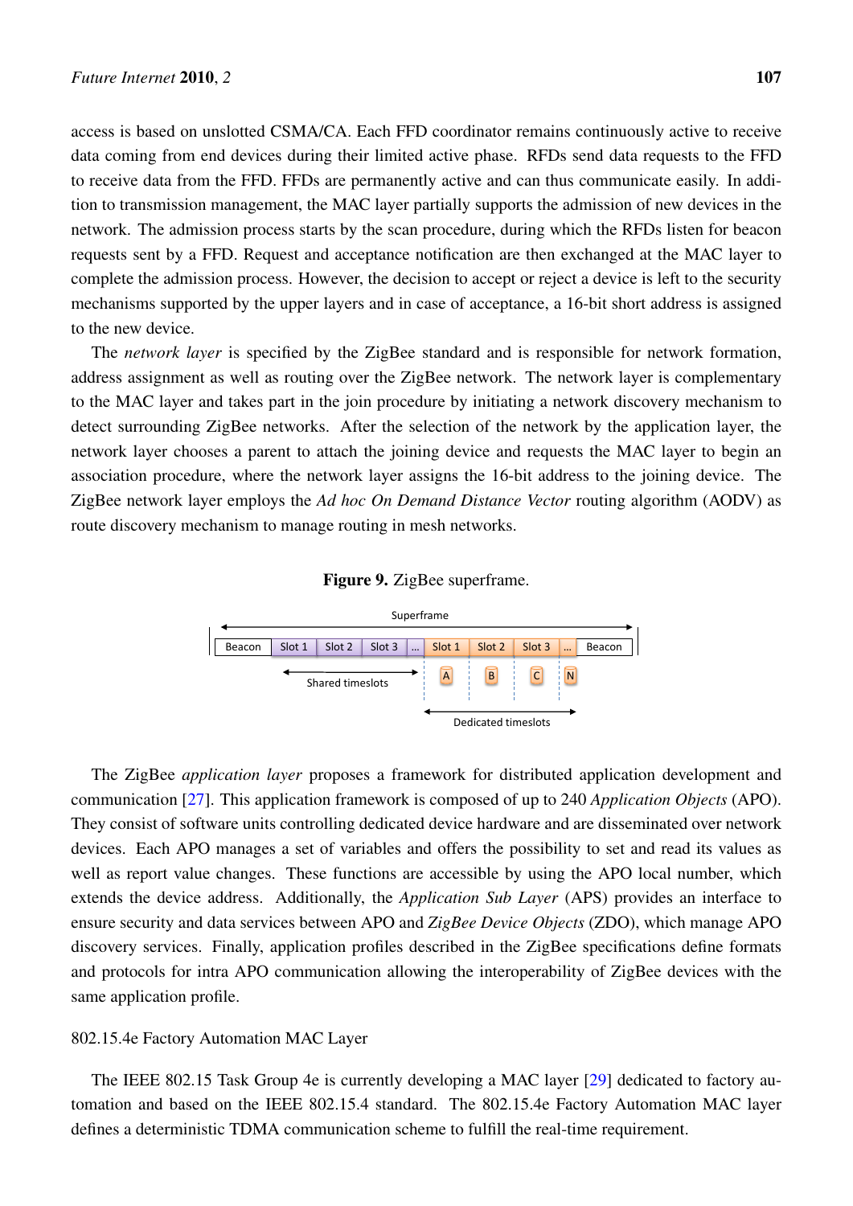access is based on unslotted CSMA/CA. Each FFD coordinator remains continuously active to receive data coming from end devices during their limited active phase. RFDs send data requests to the FFD to receive data from the FFD. FFDs are permanently active and can thus communicate easily. In addition to transmission management, the MAC layer partially supports the admission of new devices in the network. The admission process starts by the scan procedure, during which the RFDs listen for beacon requests sent by a FFD. Request and acceptance notification are then exchanged at the MAC layer to complete the admission process. However, the decision to accept or reject a device is left to the security mechanisms supported by the upper layers and in case of acceptance, a 16-bit short address is assigned to the new device.

The *network layer* is specified by the ZigBee standard and is responsible for network formation, address assignment as well as routing over the ZigBee network. The network layer is complementary to the MAC layer and takes part in the join procedure by initiating a network discovery mechanism to detect surrounding ZigBee networks. After the selection of the network by the application layer, the network layer chooses a parent to attach the joining device and requests the MAC layer to begin an association procedure, where the network layer assigns the 16-bit address to the joining device. The ZigBee network layer employs the *Ad hoc On Demand Distance Vector* routing algorithm (AODV) as route discovery mechanism to manage routing in mesh networks.

**Figure 9.** ZigBee superframe.

Superframe

Beacon | Slot 1 | Slot 2 | Slot 3 | ... | Slot 1 | Slot 2 | Slot 3 | ... | Beacon

A B C N

Shared timeslots

Dedicated timeslots

The ZigBee *application layer* proposes a framework for distributed application development and communication [27]. This application framework is composed of up to 240 *Application Objects* (APO). They consist of software units controlling dedicated device hardware and are disseminated over network devices. Each APO manages a set of variables and offers the possibility to set and read its values as well as report value changes. These functions are accessible by using the APO local number, which extends the device address. Additionally, the *Application Sub Layer* (APS) provides an interface to ensure security and data services between APO and *ZigBee Device Objects* (ZDO), which manage APO discovery services. Finally, application profiles described in the ZigBee specifications define formats and protocols for intra APO communication allowing the interoperability of ZigBee devices with the same application profile.

802.15.4e Factory Automation MAC Layer

The IEEE 802.15 Task Group 4e is currently developing a MAC layer [29] dedicated to factory automation and based on the IEEE 802.15.4 standard. The 802.15.4e Factory Automation MAC layer defines a deterministic TDMA communication scheme to fulfill the real-time requirement.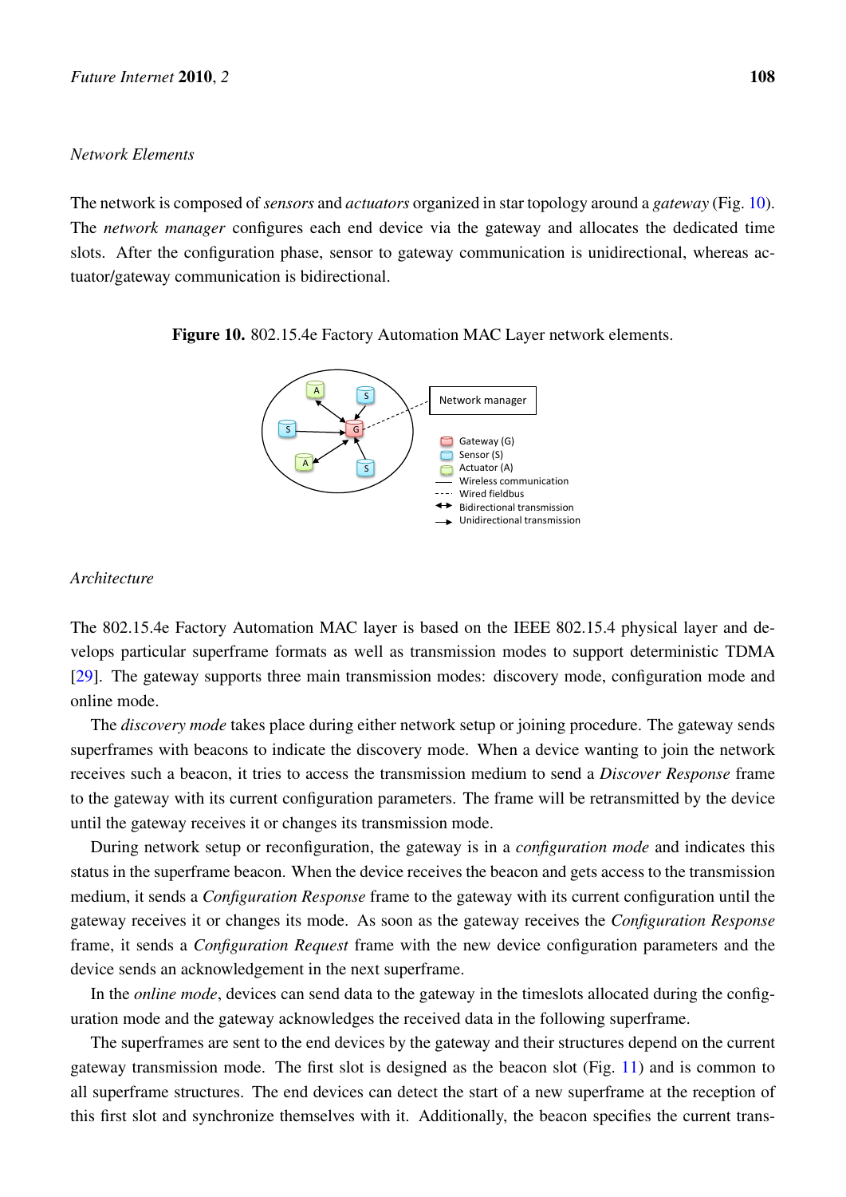*Network Elements*

The network is composed of *sensors* and *actuators* organized in star topology around a *gateway* (Fig. 10). The *network manager* configures each end device via the gateway and allocates the dedicated time slots. After the configuration phase, sensor to gateway communication is unidirectional, whereas actuator/gateway communication is bidirectional.

**Figure 10.** 802.15.4e Factory Automation MAC Layer network elements.

*Architecture*

The 802.15.4e Factory Automation MAC layer is based on the IEEE 802.15.4 physical layer and develops particular superframe formats as well as transmission modes to support deterministic TDMA [29]. The gateway supports three main transmission modes: discovery mode, configuration mode and online mode.

The *discovery mode* takes place during either network setup or joining procedure. The gateway sends superframes with beacons to indicate the discovery mode. When a device wanting to join the network receives such a beacon, it tries to access the transmission medium to send a *Discover Response* frame to the gateway with its current configuration parameters. The frame will be retransmitted by the device until the gateway receives it or changes its transmission mode.

During network setup or reconfiguration, the gateway is in a *configuration mode* and indicates this status in the superframe beacon. When the device receives the beacon and gets access to the transmission medium, it sends a *Configuration Response* frame to the gateway with its current configuration until the gateway receives it or changes its mode. As soon as the gateway receives the *Configuration Response* frame, it sends a *Configuration Request* frame with the new device configuration parameters and the device sends an acknowledgement in the next superframe.

In the *online mode*, devices can send data to the gateway in the timeslots allocated during the configuration mode and the gateway acknowledges the received data in the following superframe.

The superframes are sent to the end devices by the gateway and their structures depend on the current gateway transmission mode. The first slot is designed as the beacon slot (Fig. 11) and is common to all superframe structures. The end devices can detect the start of a new superframe at the reception of this first slot and synchronize themselves with it. Additionally, the beacon specifies the current trans-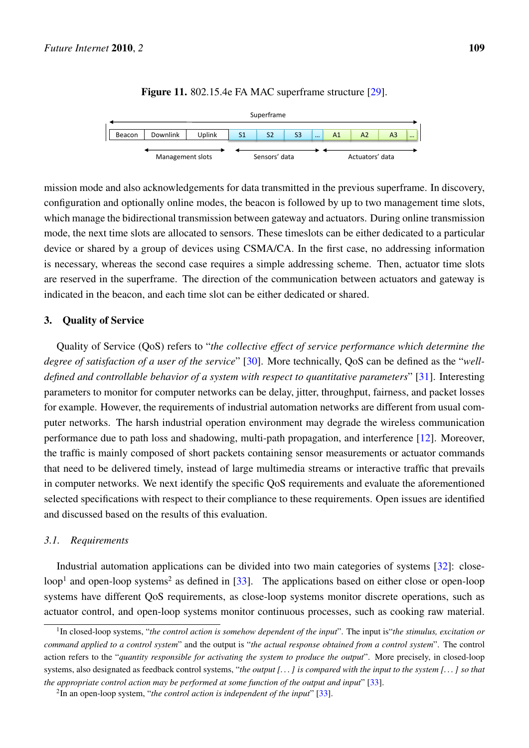**Figure 11.** 802.15.4e FA MAC superframe structure [29].

mission mode and also acknowledgements for data transmitted in the previous superframe. In discovery, configuration and optionally online modes, the beacon is followed by up to two management time slots, which manage the bidirectional transmission between gateway and actuators. During online transmission mode, the next time slots are allocated to sensors. These timeslots can be either dedicated to a particular device or shared by a group of devices using CSMA/CA. In the first case, no addressing information is necessary, whereas the second case requires a simple addressing scheme. Then, actuator time slots are reserved in the superframe. The direction of the communication between actuators and gateway is indicated in the beacon, and each time slot can be either dedicated or shared.

## 3. Quality of Service

Quality of Service (QoS) refers to "*the collective effect of service performance which determine the degree of satisfaction of a user of the service*" [30]. More technically, QoS can be defined as the "*well-defined and controllable behavior of a system with respect to quantitative parameters*" [31]. Interesting parameters to monitor for computer networks can be delay, jitter, throughput, fairness, and packet losses for example. However, the requirements of industrial automation networks are different from usual computer networks. The harsh industrial operation environment may degrade the wireless communication performance due to path loss and shadowing, multi-path propagation, and interference [12]. Moreover, the traffic is mainly composed of short packets containing sensor measurements or actuator commands that need to be delivered timely, instead of large multimedia streams or interactive traffic that prevails in computer networks. We next identify the specific QoS requirements and evaluate the aforementioned selected specifications with respect to their compliance to these requirements. Open issues are identified and discussed based on the results of this evaluation.

### *3.1. Requirements*

Industrial automation applications can be divided into two main categories of systems [32]: close-loop[1] and open-loop systems[2] as defined in [33]. The applications based on either close or open-loop systems have different QoS requirements, as close-loop systems monitor discrete operations, such as actuator control, and open-loop systems monitor continuous processes, such as cooking raw material.

[1] In closed-loop systems, "*the control action is somehow dependent of the input*". The input is "*the stimulus, excitation or command applied to a control system*" and the output is "*the actual response obtained from a control system*". The control action refers to the "*quantity responsible for activating the system to produce the output*". More precisely, in closed-loop systems, also designated as feedback control systems, "*the output [...] is compared with the input to the system [...] so that the appropriate control action may be performed at some function of the output and input*" [33].

[2] In an open-loop system, "*the control action is independent of the input*" [33].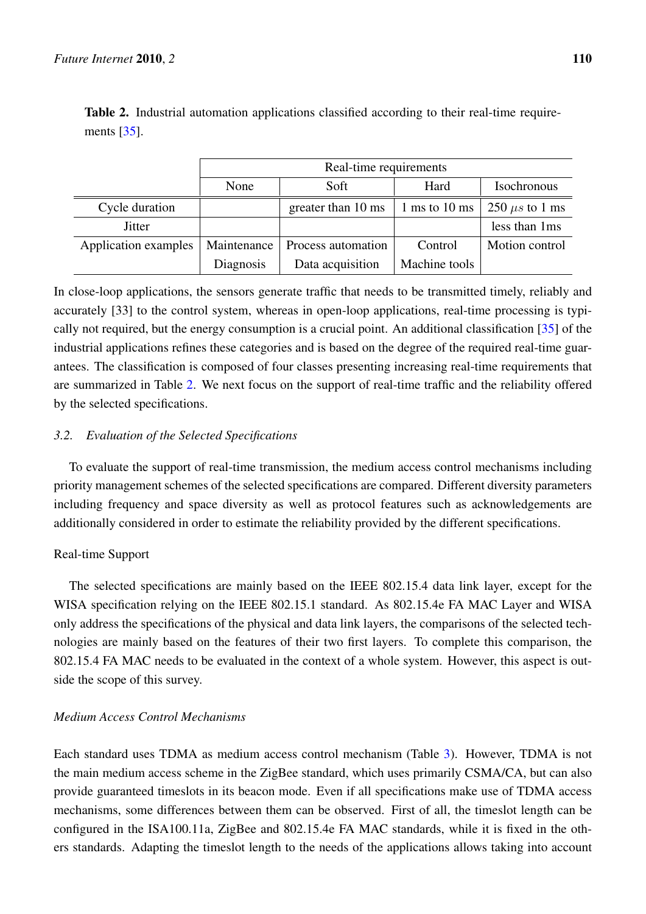**Table 2.** Industrial automation applications classified according to their real-time requirements [35].

| | Real-time requirements | | | |
|---|---|---|---|---|
| | None | Soft | Hard | Isochronous |
| Cycle duration | | greater than 10 ms | 1 ms to 10 ms | 250 $\mu s$ to 1 ms |
| Jitter | | | | less than 1ms |
| Application examples | Maintenance | Process automation | Control | Motion control |
| | Diagnosis | Data acquisition | Machine tools | |

In close-loop applications, the sensors generate traffic that needs to be transmitted timely, reliably and accurately [33] to the control system, whereas in open-loop applications, real-time processing is typically not required, but the energy consumption is a crucial point. An additional classification [35] of the industrial applications refines these categories and is based on the degree of the required real-time guarantees. The classification is composed of four classes presenting increasing real-time requirements that are summarized in Table 2. We next focus on the support of real-time traffic and the reliability offered by the selected specifications.

### 3.2. *Evaluation of the Selected Specifications*

To evaluate the support of real-time transmission, the medium access control mechanisms including priority management schemes of the selected specifications are compared. Different diversity parameters including frequency and space diversity as well as protocol features such as acknowledgements are additionally considered in order to estimate the reliability provided by the different specifications.

Real-time Support

The selected specifications are mainly based on the IEEE 802.15.4 data link layer, except for the WISA specification relying on the IEEE 802.15.1 standard. As 802.15.4e FA MAC Layer and WISA only address the specifications of the physical and data link layers, the comparisons of the selected technologies are mainly based on the features of their two first layers. To complete this comparison, the 802.15.4 FA MAC needs to be evaluated in the context of a whole system. However, this aspect is outside the scope of this survey.

*Medium Access Control Mechanisms*

Each standard uses TDMA as medium access control mechanism (Table 3). However, TDMA is not the main medium access scheme in the ZigBee standard, which uses primarily CSMA/CA, but can also provide guaranteed timeslots in its beacon mode. Even if all specifications make use of TDMA access mechanisms, some differences between them can be observed. First of all, the timeslot length can be configured in the ISA100.11a, ZigBee and 802.15.4e FA MAC standards, while it is fixed in the others standards. Adapting the timeslot length to the needs of the applications allows taking into account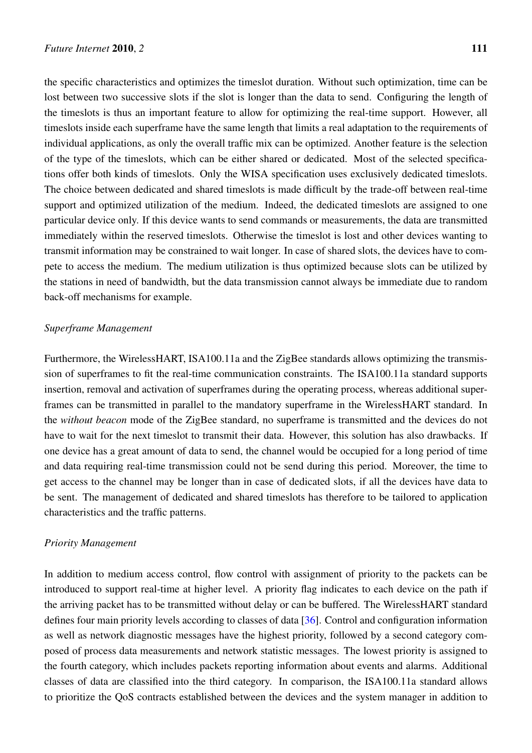the specific characteristics and optimizes the timeslot duration. Without such optimization, time can be lost between two successive slots if the slot is longer than the data to send. Configuring the length of the timeslots is thus an important feature to allow for optimizing the real-time support. However, all timeslots inside each superframe have the same length that limits a real adaptation to the requirements of individual applications, as only the overall traffic mix can be optimized. Another feature is the selection of the type of the timeslots, which can be either shared or dedicated. Most of the selected specifications offer both kinds of timeslots. Only the WISA specification uses exclusively dedicated timeslots. The choice between dedicated and shared timeslots is made difficult by the trade-off between real-time support and optimized utilization of the medium. Indeed, the dedicated timeslots are assigned to one particular device only. If this device wants to send commands or measurements, the data are transmitted immediately within the reserved timeslots. Otherwise the timeslot is lost and other devices wanting to transmit information may be constrained to wait longer. In case of shared slots, the devices have to compete to access the medium. The medium utilization is thus optimized because slots can be utilized by the stations in need of bandwidth, but the data transmission cannot always be immediate due to random back-off mechanisms for example.

*Superframe Management*

Furthermore, the WirelessHART, ISA100.11a and the ZigBee standards allows optimizing the transmission of superframes to fit the real-time communication constraints. The ISA100.11a standard supports insertion, removal and activation of superframes during the operating process, whereas additional superframes can be transmitted in parallel to the mandatory superframe in the WirelessHART standard. In the *without beacon* mode of the ZigBee standard, no superframe is transmitted and the devices do not have to wait for the next timeslot to transmit their data. However, this solution has also drawbacks. If one device has a great amount of data to send, the channel would be occupied for a long period of time and data requiring real-time transmission could not be send during this period. Moreover, the time to get access to the channel may be longer than in case of dedicated slots, if all the devices have data to be sent. The management of dedicated and shared timeslots has therefore to be tailored to application characteristics and the traffic patterns.

*Priority Management*

In addition to medium access control, flow control with assignment of priority to the packets can be introduced to support real-time at higher level. A priority flag indicates to each device on the path if the arriving packet has to be transmitted without delay or can be buffered. The WirelessHART standard defines four main priority levels according to classes of data [36]. Control and configuration information as well as network diagnostic messages have the highest priority, followed by a second category composed of process data measurements and network statistic messages. The lowest priority is assigned to the fourth category, which includes packets reporting information about events and alarms. Additional classes of data are classified into the third category. In comparison, the ISA100.11a standard allows to prioritize the QoS contracts established between the devices and the system manager in addition to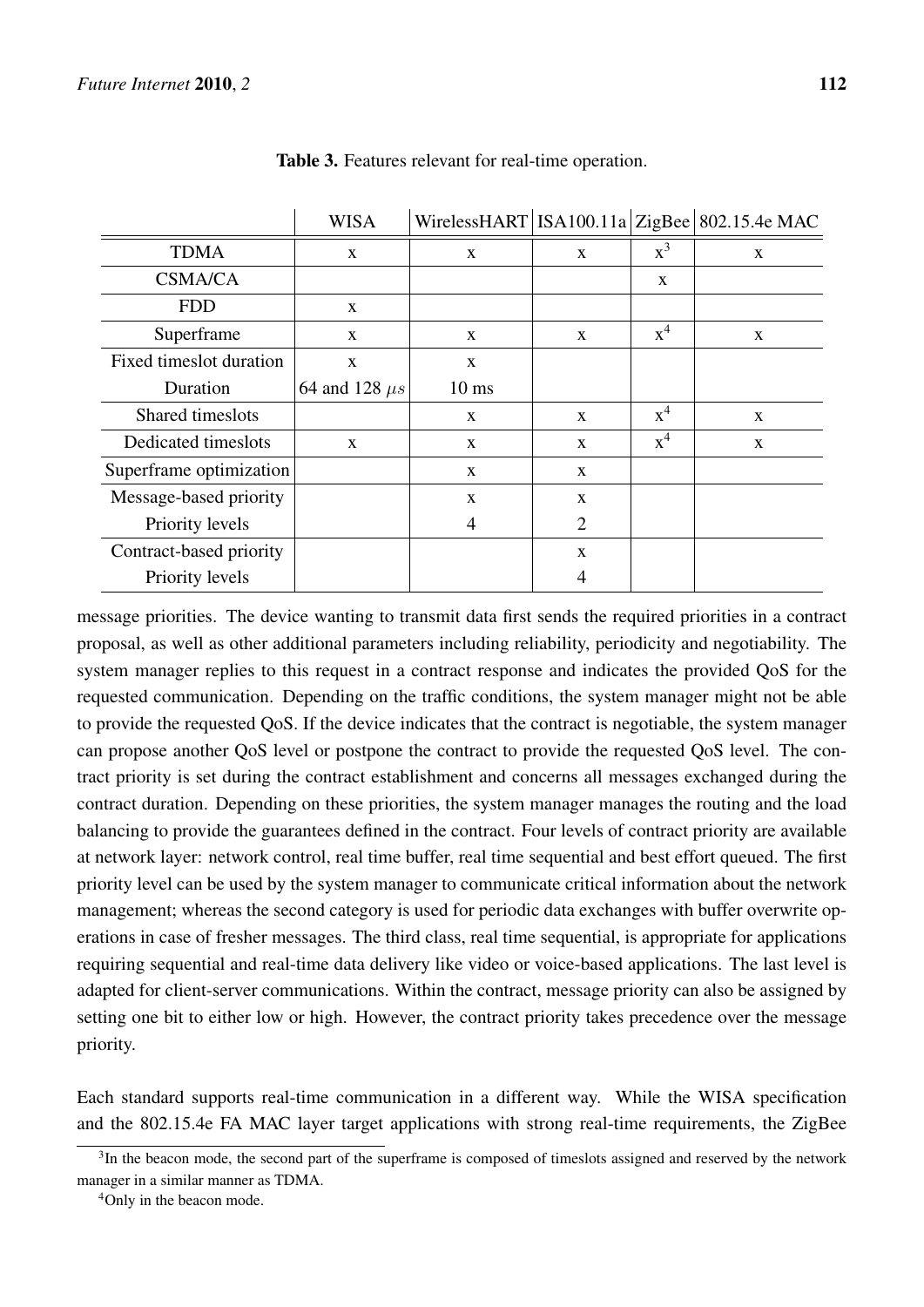**Table 3.** Features relevant for real-time operation.

| | WISA | WirelessHART | ISA100.11a | ZigBee | 802.15.4e MAC |
|---|---|---|---|---|---|
| TDMA | x | x | x | x[3] | x |
| CSMA/CA | | | | x | |
| FDD | x | | | | |
| Superframe | x | x | x | x[4] | x |
| Fixed timeslot duration | x | x | | | |
| Duration | 64 and 128 $\mu s$ | 10 ms | | | |
| Shared timeslots | | x | x | x[4] | x |
| Dedicated timeslots | x | x | x | x[4] | x |
| Superframe optimization | | x | x | | |
| Message-based priority | | x | x | | |
| Priority levels | | 4 | 2 | | |
| Contract-based priority | | | x | | |
| Priority levels | | | 4 | | |

message priorities. The device wanting to transmit data first sends the required priorities in a contract proposal, as well as other additional parameters including reliability, periodicity and negotiability. The system manager replies to this request in a contract response and indicates the provided QoS for the requested communication. Depending on the traffic conditions, the system manager might not be able to provide the requested QoS. If the device indicates that the contract is negotiable, the system manager can propose another QoS level or postpone the contract to provide the requested QoS level. The contract priority is set during the contract establishment and concerns all messages exchanged during the contract duration. Depending on these priorities, the system manager manages the routing and the load balancing to provide the guarantees defined in the contract. Four levels of contract priority are available at network layer: network control, real time buffer, real time sequential and best effort queued. The first priority level can be used by the system manager to communicate critical information about the network management; whereas the second category is used for periodic data exchanges with buffer overwrite operations in case of fresher messages. The third class, real time sequential, is appropriate for applications requiring sequential and real-time data delivery like video or voice-based applications. The last level is adapted for client-server communications. Within the contract, message priority can also be assigned by setting one bit to either low or high. However, the contract priority takes precedence over the message priority.

Each standard supports real-time communication in a different way. While the WISA specification and the 802.15.4e FA MAC layer target applications with strong real-time requirements, the ZigBee

[3] In the beacon mode, the second part of the superframe is composed of timeslots assigned and reserved by the network manager in a similar manner as TDMA.

[4] Only in the beacon mode.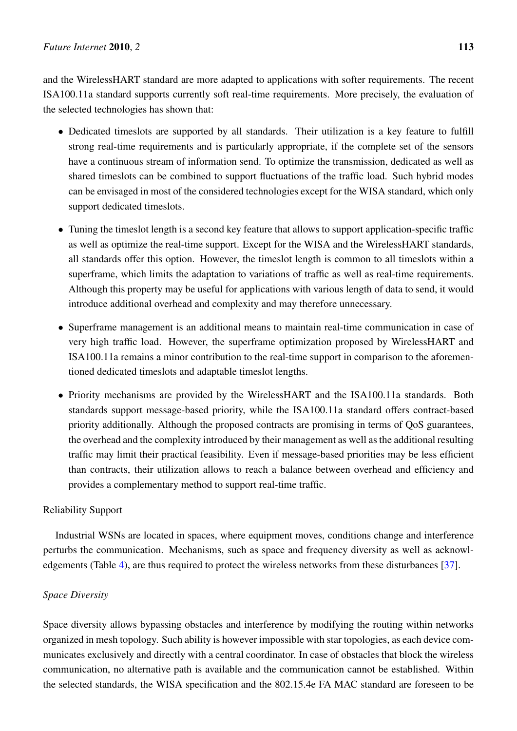and the WirelessHART standard are more adapted to applications with softer requirements. The recent ISA100.11a standard supports currently soft real-time requirements. More precisely, the evaluation of the selected technologies has shown that:

- Dedicated timeslots are supported by all standards. Their utilization is a key feature to fulfill strong real-time requirements and is particularly appropriate, if the complete set of the sensors have a continuous stream of information send. To optimize the transmission, dedicated as well as shared timeslots can be combined to support fluctuations of the traffic load. Such hybrid modes can be envisaged in most of the considered technologies except for the WISA standard, which only support dedicated timeslots.
- Tuning the timeslot length is a second key feature that allows to support application-specific traffic as well as optimize the real-time support. Except for the WISA and the WirelessHART standards, all standards offer this option. However, the timeslot length is common to all timeslots within a superframe, which limits the adaptation to variations of traffic as well as real-time requirements. Although this property may be useful for applications with various length of data to send, it would introduce additional overhead and complexity and may therefore unnecessary.
- Superframe management is an additional means to maintain real-time communication in case of very high traffic load. However, the superframe optimization proposed by WirelessHART and ISA100.11a remains a minor contribution to the real-time support in comparison to the aforementioned dedicated timeslots and adaptable timeslot lengths.
- Priority mechanisms are provided by the WirelessHART and the ISA100.11a standards. Both standards support message-based priority, while the ISA100.11a standard offers contract-based priority additionally. Although the proposed contracts are promising in terms of QoS guarantees, the overhead and the complexity introduced by their management as well as the additional resulting traffic may limit their practical feasibility. Even if message-based priorities may be less efficient than contracts, their utilization allows to reach a balance between overhead and efficiency and provides a complementary method to support real-time traffic.

Reliability Support

Industrial WSNs are located in spaces, where equipment moves, conditions change and interference perturbs the communication. Mechanisms, such as space and frequency diversity as well as acknowledgements (Table 4), are thus required to protect the wireless networks from these disturbances [37].

*Space Diversity*

Space diversity allows bypassing obstacles and interference by modifying the routing within networks organized in mesh topology. Such ability is however impossible with star topologies, as each device communicates exclusively and directly with a central coordinator. In case of obstacles that block the wireless communication, no alternative path is available and the communication cannot be established. Within the selected standards, the WISA specification and the 802.15.4e FA MAC standard are foreseen to be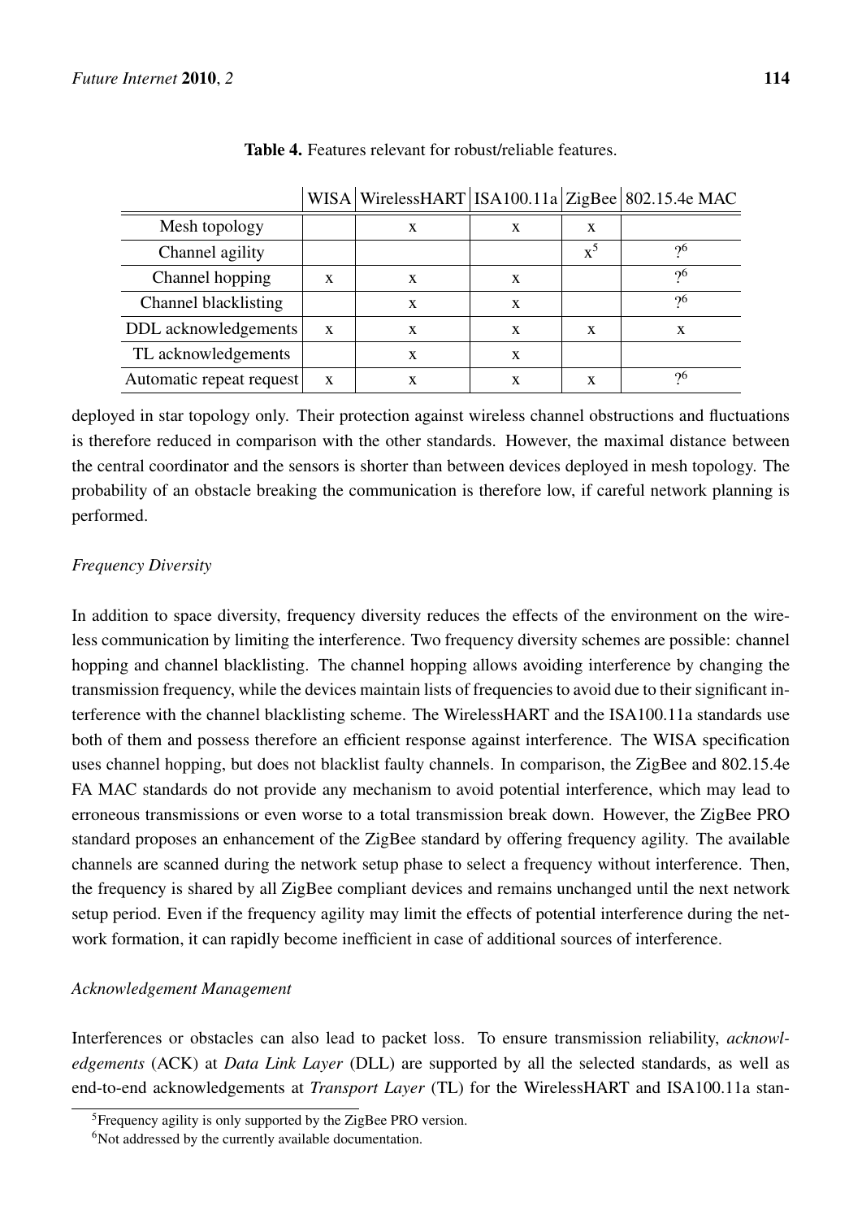**Table 4.** Features relevant for robust/reliable features.

| | WISA | WirelessHART | ISA100.11a | ZigBee | 802.15.4e MAC |
|---|---|---|---|---|---|
| Mesh topology | | x | x | x | |
| Channel agility | | | | x[5] | ?[6] |
| Channel hopping | x | x | x | | ?[6] |
| Channel blacklisting | | x | x | | ?[6] |
| DDL acknowledgements | x | x | x | x | x |
| TL acknowledgements | | x | x | | |
| Automatic repeat request | x | x | x | x | ?[6] |

deployed in star topology only. Their protection against wireless channel obstructions and fluctuations is therefore reduced in comparison with the other standards. However, the maximal distance between the central coordinator and the sensors is shorter than between devices deployed in mesh topology. The probability of an obstacle breaking the communication is therefore low, if careful network planning is performed.

*Frequency Diversity*

In addition to space diversity, frequency diversity reduces the effects of the environment on the wireless communication by limiting the interference. Two frequency diversity schemes are possible: channel hopping and channel blacklisting. The channel hopping allows avoiding interference by changing the transmission frequency, while the devices maintain lists of frequencies to avoid due to their significant interference with the channel blacklisting scheme. The WirelessHART and the ISA100.11a standards use both of them and possess therefore an efficient response against interference. The WISA specification uses channel hopping, but does not blacklist faulty channels. In comparison, the ZigBee and 802.15.4e FA MAC standards do not provide any mechanism to avoid potential interference, which may lead to erroneous transmissions or even worse to a total transmission break down. However, the ZigBee PRO standard proposes an enhancement of the ZigBee standard by offering frequency agility. The available channels are scanned during the network setup phase to select a frequency without interference. Then, the frequency is shared by all ZigBee compliant devices and remains unchanged until the next network setup period. Even if the frequency agility may limit the effects of potential interference during the network formation, it can rapidly become inefficient in case of additional sources of interference.

*Acknowledgement Management*

Interferences or obstacles can also lead to packet loss. To ensure transmission reliability, *acknowledgements* (ACK) at *Data Link Layer* (DLL) are supported by all the selected standards, as well as end-to-end acknowledgements at *Transport Layer* (TL) for the WirelessHART and ISA100.11a stan-

[5] Frequency agility is only supported by the ZigBee PRO version.

[6] Not addressed by the currently available documentation.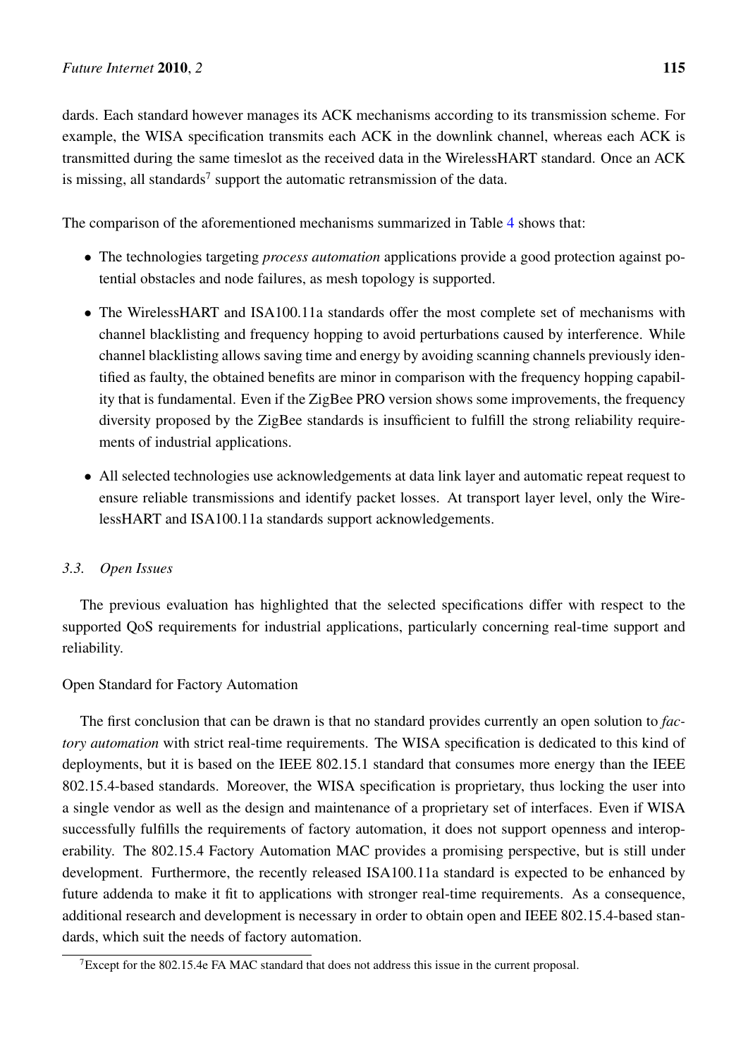dards. Each standard however manages its ACK mechanisms according to its transmission scheme. For example, the WISA specification transmits each ACK in the downlink channel, whereas each ACK is transmitted during the same timeslot as the received data in the WirelessHART standard. Once an ACK is missing, all standards[7] support the automatic retransmission of the data.

The comparison of the aforementioned mechanisms summarized in Table 4 shows that:

- The technologies targeting *process automation* applications provide a good protection against potential obstacles and node failures, as mesh topology is supported.
- The WirelessHART and ISA100.11a standards offer the most complete set of mechanisms with channel blacklisting and frequency hopping to avoid perturbations caused by interference. While channel blacklisting allows saving time and energy by avoiding scanning channels previously identified as faulty, the obtained benefits are minor in comparison with the frequency hopping capability that is fundamental. Even if the ZigBee PRO version shows some improvements, the frequency diversity proposed by the ZigBee standards is insufficient to fulfill the strong reliability requirements of industrial applications.
- All selected technologies use acknowledgements at data link layer and automatic repeat request to ensure reliable transmissions and identify packet losses. At transport layer level, only the WirelessHART and ISA100.11a standards support acknowledgements.

### *3.3. Open Issues*

The previous evaluation has highlighted that the selected specifications differ with respect to the supported QoS requirements for industrial applications, particularly concerning real-time support and reliability.

Open Standard for Factory Automation

The first conclusion that can be drawn is that no standard provides currently an open solution to *factory automation* with strict real-time requirements. The WISA specification is dedicated to this kind of deployments, but it is based on the IEEE 802.15.1 standard that consumes more energy than the IEEE 802.15.4-based standards. Moreover, the WISA specification is proprietary, thus locking the user into a single vendor as well as the design and maintenance of a proprietary set of interfaces. Even if WISA successfully fulfills the requirements of factory automation, it does not support openness and interoperability. The 802.15.4 Factory Automation MAC provides a promising perspective, but is still under development. Furthermore, the recently released ISA100.11a standard is expected to be enhanced by future addenda to make it fit to applications with stronger real-time requirements. As a consequence, additional research and development is necessary in order to obtain open and IEEE 802.15.4-based standards, which suit the needs of factory automation.

[7] Except for the 802.15.4e FA MAC standard that does not address this issue in the current proposal.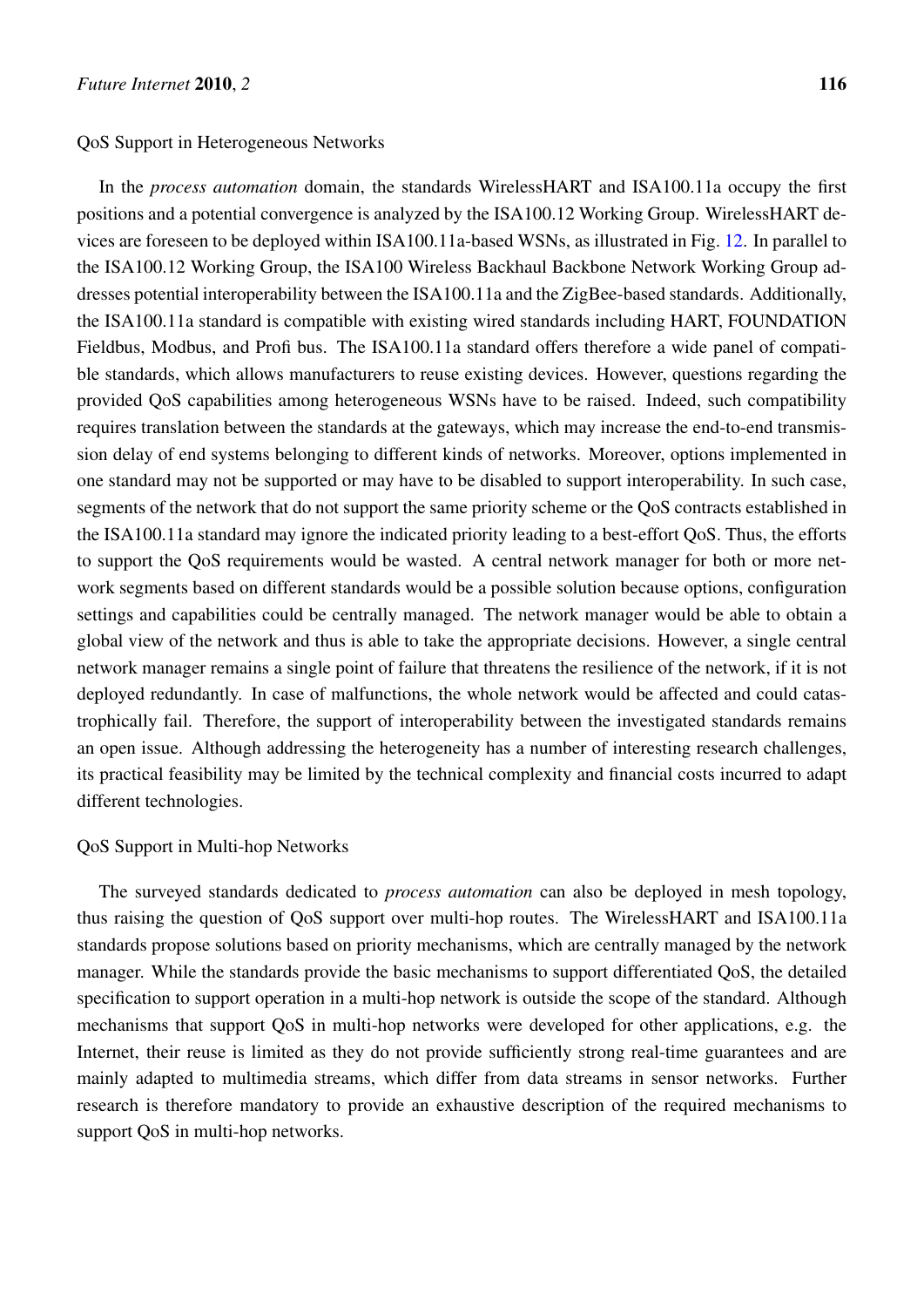QoS Support in Heterogeneous Networks

In the *process automation* domain, the standards WirelessHART and ISA100.11a occupy the first positions and a potential convergence is analyzed by the ISA100.12 Working Group. WirelessHART devices are foreseen to be deployed within ISA100.11a-based WSNs, as illustrated in Fig. 12. In parallel to the ISA100.12 Working Group, the ISA100 Wireless Backhaul Backbone Network Working Group addresses potential interoperability between the ISA100.11a and the ZigBee-based standards. Additionally, the ISA100.11a standard is compatible with existing wired standards including HART, FOUNDATION Fieldbus, Modbus, and Profi bus. The ISA100.11a standard offers therefore a wide panel of compatible standards, which allows manufacturers to reuse existing devices. However, questions regarding the provided QoS capabilities among heterogeneous WSNs have to be raised. Indeed, such compatibility requires translation between the standards at the gateways, which may increase the end-to-end transmission delay of end systems belonging to different kinds of networks. Moreover, options implemented in one standard may not be supported or may have to be disabled to support interoperability. In such case, segments of the network that do not support the same priority scheme or the QoS contracts established in the ISA100.11a standard may ignore the indicated priority leading to a best-effort QoS. Thus, the efforts to support the QoS requirements would be wasted. A central network manager for both or more network segments based on different standards would be a possible solution because options, configuration settings and capabilities could be centrally managed. The network manager would be able to obtain a global view of the network and thus is able to take the appropriate decisions. However, a single central network manager remains a single point of failure that threatens the resilience of the network, if it is not deployed redundantly. In case of malfunctions, the whole network would be affected and could catastrophically fail. Therefore, the support of interoperability between the investigated standards remains an open issue. Although addressing the heterogeneity has a number of interesting research challenges, its practical feasibility may be limited by the technical complexity and financial costs incurred to adapt different technologies.

QoS Support in Multi-hop Networks

The surveyed standards dedicated to *process automation* can also be deployed in mesh topology, thus raising the question of QoS support over multi-hop routes. The WirelessHART and ISA100.11a standards propose solutions based on priority mechanisms, which are centrally managed by the network manager. While the standards provide the basic mechanisms to support differentiated QoS, the detailed specification to support operation in a multi-hop network is outside the scope of the standard. Although mechanisms that support QoS in multi-hop networks were developed for other applications, e.g. the Internet, their reuse is limited as they do not provide sufficiently strong real-time guarantees and are mainly adapted to multimedia streams, which differ from data streams in sensor networks. Further research is therefore mandatory to provide an exhaustive description of the required mechanisms to support QoS in multi-hop networks.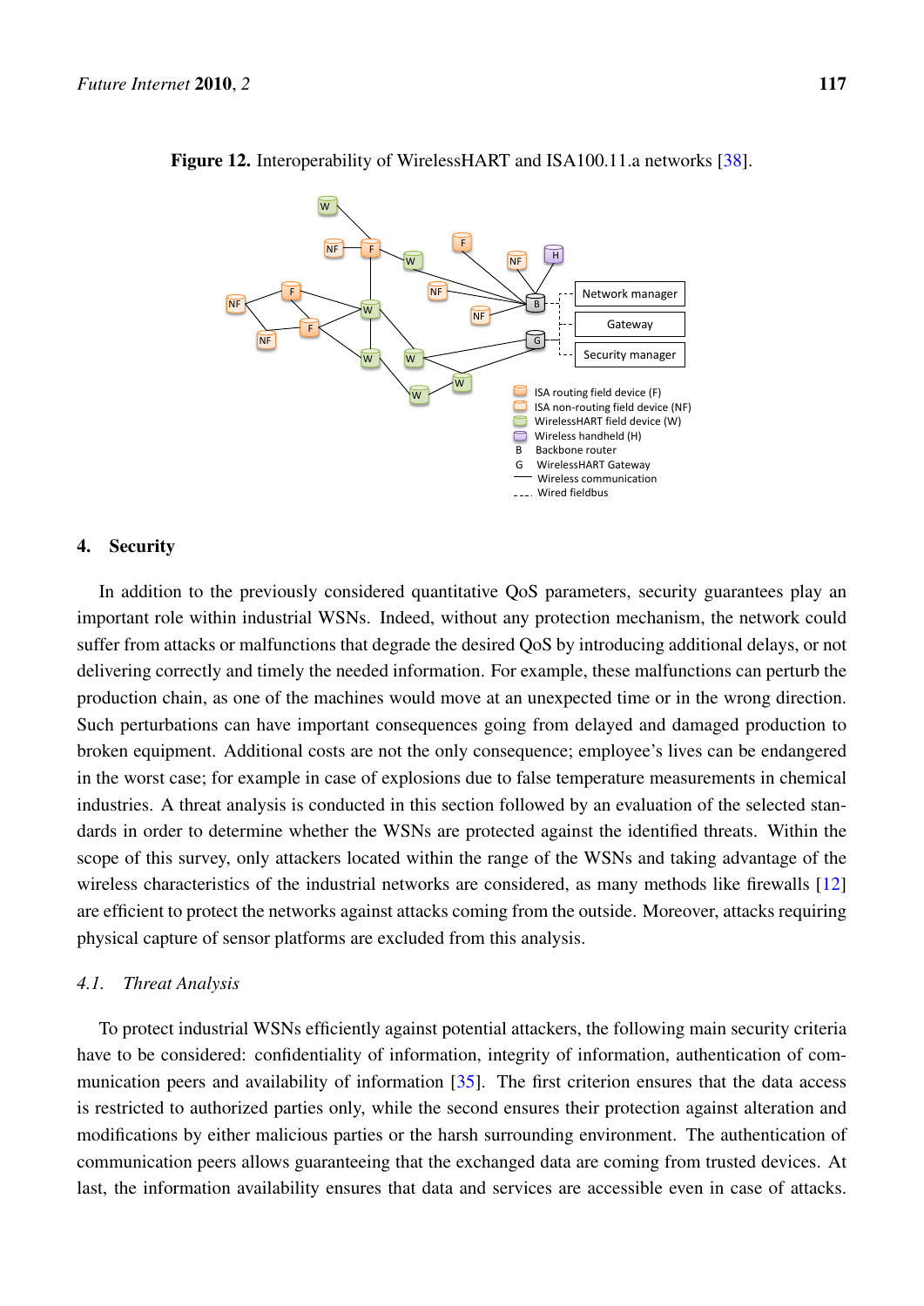**Figure 12.** Interoperability of WirelessHART and ISA100.11.a networks [38].

## 4. Security

In addition to the previously considered quantitative QoS parameters, security guarantees play an important role within industrial WSNs. Indeed, without any protection mechanism, the network could suffer from attacks or malfunctions that degrade the desired QoS by introducing additional delays, or not delivering correctly and timely the needed information. For example, these malfunctions can perturb the production chain, as one of the machines would move at an unexpected time or in the wrong direction. Such perturbations can have important consequences going from delayed and damaged production to broken equipment. Additional costs are not the only consequence; employee's lives can be endangered in the worst case; for example in case of explosions due to false temperature measurements in chemical industries. A threat analysis is conducted in this section followed by an evaluation of the selected standards in order to determine whether the WSNs are protected against the identified threats. Within the scope of this survey, only attackers located within the range of the WSNs and taking advantage of the wireless characteristics of the industrial networks are considered, as many methods like firewalls [12] are efficient to protect the networks against attacks coming from the outside. Moreover, attacks requiring physical capture of sensor platforms are excluded from this analysis.

### *4.1. Threat Analysis*

To protect industrial WSNs efficiently against potential attackers, the following main security criteria have to be considered: confidentiality of information, integrity of information, authentication of communication peers and availability of information [35]. The first criterion ensures that the data access is restricted to authorized parties only, while the second ensures their protection against alteration and modifications by either malicious parties or the harsh surrounding environment. The authentication of communication peers allows guaranteeing that the exchanged data are coming from trusted devices. At last, the information availability ensures that data and services are accessible even in case of attacks.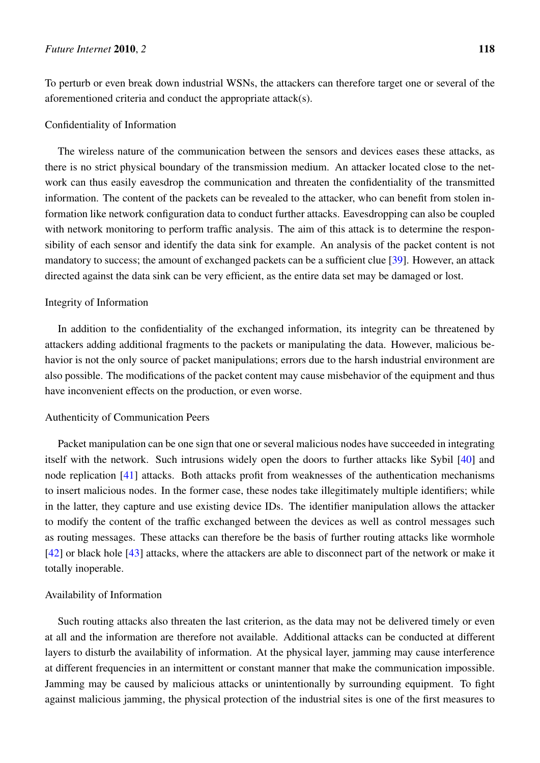To perturb or even break down industrial WSNs, the attackers can therefore target one or several of the aforementioned criteria and conduct the appropriate attack(s).

Confidentiality of Information

The wireless nature of the communication between the sensors and devices eases these attacks, as there is no strict physical boundary of the transmission medium. An attacker located close to the network can thus easily eavesdrop the communication and threaten the confidentiality of the transmitted information. The content of the packets can be revealed to the attacker, who can benefit from stolen information like network configuration data to conduct further attacks. Eavesdropping can also be coupled with network monitoring to perform traffic analysis. The aim of this attack is to determine the responsibility of each sensor and identify the data sink for example. An analysis of the packet content is not mandatory to success; the amount of exchanged packets can be a sufficient clue [39]. However, an attack directed against the data sink can be very efficient, as the entire data set may be damaged or lost.

Integrity of Information

In addition to the confidentiality of the exchanged information, its integrity can be threatened by attackers adding additional fragments to the packets or manipulating the data. However, malicious behavior is not the only source of packet manipulations; errors due to the harsh industrial environment are also possible. The modifications of the packet content may cause misbehavior of the equipment and thus have inconvenient effects on the production, or even worse.

Authenticity of Communication Peers

Packet manipulation can be one sign that one or several malicious nodes have succeeded in integrating itself with the network. Such intrusions widely open the doors to further attacks like Sybil [40] and node replication [41] attacks. Both attacks profit from weaknesses of the authentication mechanisms to insert malicious nodes. In the former case, these nodes take illegitimately multiple identifiers; while in the latter, they capture and use existing device IDs. The identifier manipulation allows the attacker to modify the content of the traffic exchanged between the devices as well as control messages such as routing messages. These attacks can therefore be the basis of further routing attacks like wormhole [42] or black hole [43] attacks, where the attackers are able to disconnect part of the network or make it totally inoperable.

Availability of Information

Such routing attacks also threaten the last criterion, as the data may not be delivered timely or even at all and the information are therefore not available. Additional attacks can be conducted at different layers to disturb the availability of information. At the physical layer, jamming may cause interference at different frequencies in an intermittent or constant manner that make the communication impossible. Jamming may be caused by malicious attacks or unintentionally by surrounding equipment. To fight against malicious jamming, the physical protection of the industrial sites is one of the first measures to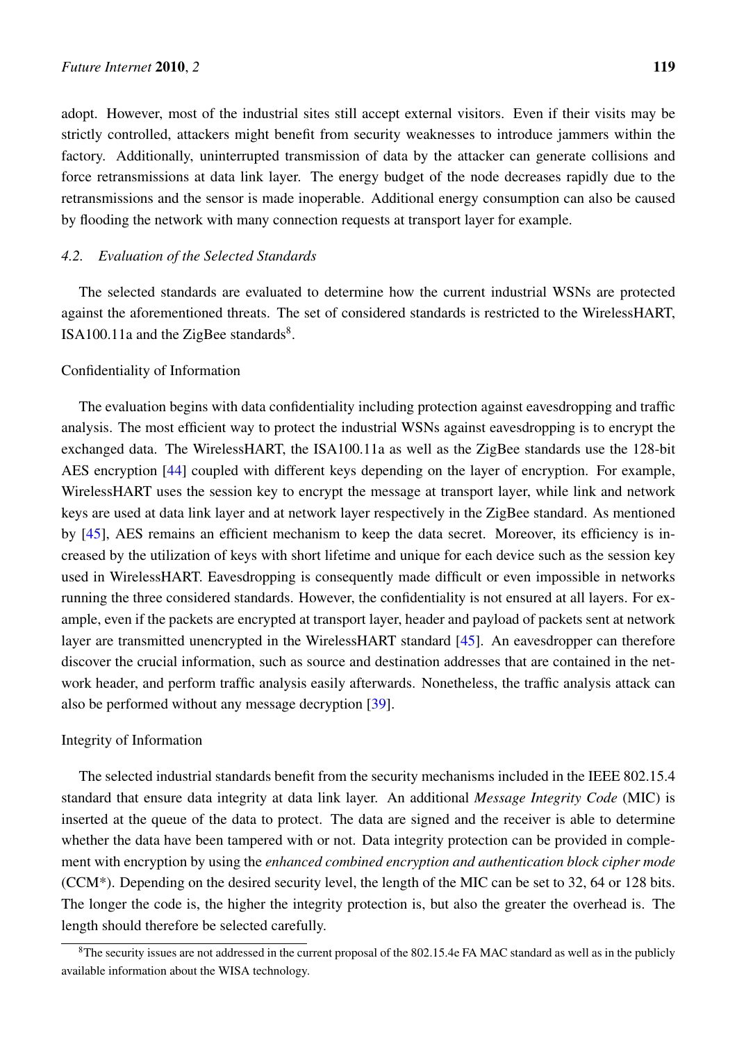adopt. However, most of the industrial sites still accept external visitors. Even if their visits may be strictly controlled, attackers might benefit from security weaknesses to introduce jammers within the factory. Additionally, uninterrupted transmission of data by the attacker can generate collisions and force retransmissions at data link layer. The energy budget of the node decreases rapidly due to the retransmissions and the sensor is made inoperable. Additional energy consumption can also be caused by flooding the network with many connection requests at transport layer for example.

### *4.2. Evaluation of the Selected Standards*

The selected standards are evaluated to determine how the current industrial WSNs are protected against the aforementioned threats. The set of considered standards is restricted to the WirelessHART, ISA100.11a and the ZigBee standards[8].

#### Confidentiality of Information

The evaluation begins with data confidentiality including protection against eavesdropping and traffic analysis. The most efficient way to protect the industrial WSNs against eavesdropping is to encrypt the exchanged data. The WirelessHART, the ISA100.11a as well as the ZigBee standards use the 128-bit AES encryption [44] coupled with different keys depending on the layer of encryption. For example, WirelessHART uses the session key to encrypt the message at transport layer, while link and network keys are used at data link layer and at network layer respectively in the ZigBee standard. As mentioned by [45], AES remains an efficient mechanism to keep the data secret. Moreover, its efficiency is increased by the utilization of keys with short lifetime and unique for each device such as the session key used in WirelessHART. Eavesdropping is consequently made difficult or even impossible in networks running the three considered standards. However, the confidentiality is not ensured at all layers. For example, even if the packets are encrypted at transport layer, header and payload of packets sent at network layer are transmitted unencrypted in the WirelessHART standard [45]. An eavesdropper can therefore discover the crucial information, such as source and destination addresses that are contained in the network header, and perform traffic analysis easily afterwards. Nonetheless, the traffic analysis attack can also be performed without any message decryption [39].

#### Integrity of Information

The selected industrial standards benefit from the security mechanisms included in the IEEE 802.15.4 standard that ensure data integrity at data link layer. An additional *Message Integrity Code* (MIC) is inserted at the queue of the data to protect. The data are signed and the receiver is able to determine whether the data have been tampered with or not. Data integrity protection can be provided in complement with encryption by using the *enhanced combined encryption and authentication block cipher mode* (CCM*). Depending on the desired security level, the length of the MIC can be set to 32, 64 or 128 bits. The longer the code is, the higher the integrity protection is, but also the greater the overhead is. The length should therefore be selected carefully.

[8] The security issues are not addressed in the current proposal of the 802.15.4e FA MAC standard as well as in the publicly available information about the WISA technology.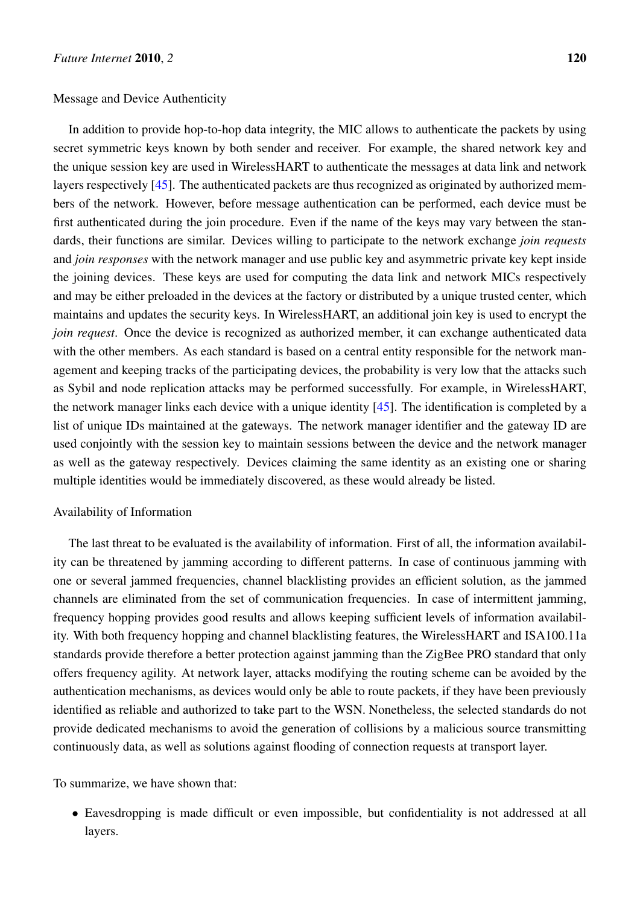Message and Device Authenticity

In addition to provide hop-to-hop data integrity, the MIC allows to authenticate the packets by using secret symmetric keys known by both sender and receiver. For example, the shared network key and the unique session key are used in WirelessHART to authenticate the messages at data link and network layers respectively [45]. The authenticated packets are thus recognized as originated by authorized members of the network. However, before message authentication can be performed, each device must be first authenticated during the join procedure. Even if the name of the keys may vary between the standards, their functions are similar. Devices willing to participate to the network exchange *join requests* and *join responses* with the network manager and use public key and asymmetric private key kept inside the joining devices. These keys are used for computing the data link and network MICs respectively and may be either preloaded in the devices at the factory or distributed by a unique trusted center, which maintains and updates the security keys. In WirelessHART, an additional join key is used to encrypt the *join request*. Once the device is recognized as authorized member, it can exchange authenticated data with the other members. As each standard is based on a central entity responsible for the network management and keeping tracks of the participating devices, the probability is very low that the attacks such as Sybil and node replication attacks may be performed successfully. For example, in WirelessHART, the network manager links each device with a unique identity [45]. The identification is completed by a list of unique IDs maintained at the gateways. The network manager identifier and the gateway ID are used conjointly with the session key to maintain sessions between the device and the network manager as well as the gateway respectively. Devices claiming the same identity as an existing one or sharing multiple identities would be immediately discovered, as these would already be listed.

Availability of Information

The last threat to be evaluated is the availability of information. First of all, the information availability can be threatened by jamming according to different patterns. In case of continuous jamming with one or several jammed frequencies, channel blacklisting provides an efficient solution, as the jammed channels are eliminated from the set of communication frequencies. In case of intermittent jamming, frequency hopping provides good results and allows keeping sufficient levels of information availability. With both frequency hopping and channel blacklisting features, the WirelessHART and ISA100.11a standards provide therefore a better protection against jamming than the ZigBee PRO standard that only offers frequency agility. At network layer, attacks modifying the routing scheme can be avoided by the authentication mechanisms, as devices would only be able to route packets, if they have been previously identified as reliable and authorized to take part to the WSN. Nonetheless, the selected standards do not provide dedicated mechanisms to avoid the generation of collisions by a malicious source transmitting continuously data, as well as solutions against flooding of connection requests at transport layer.

To summarize, we have shown that:

- Eavesdropping is made difficult or even impossible, but confidentiality is not addressed at all layers.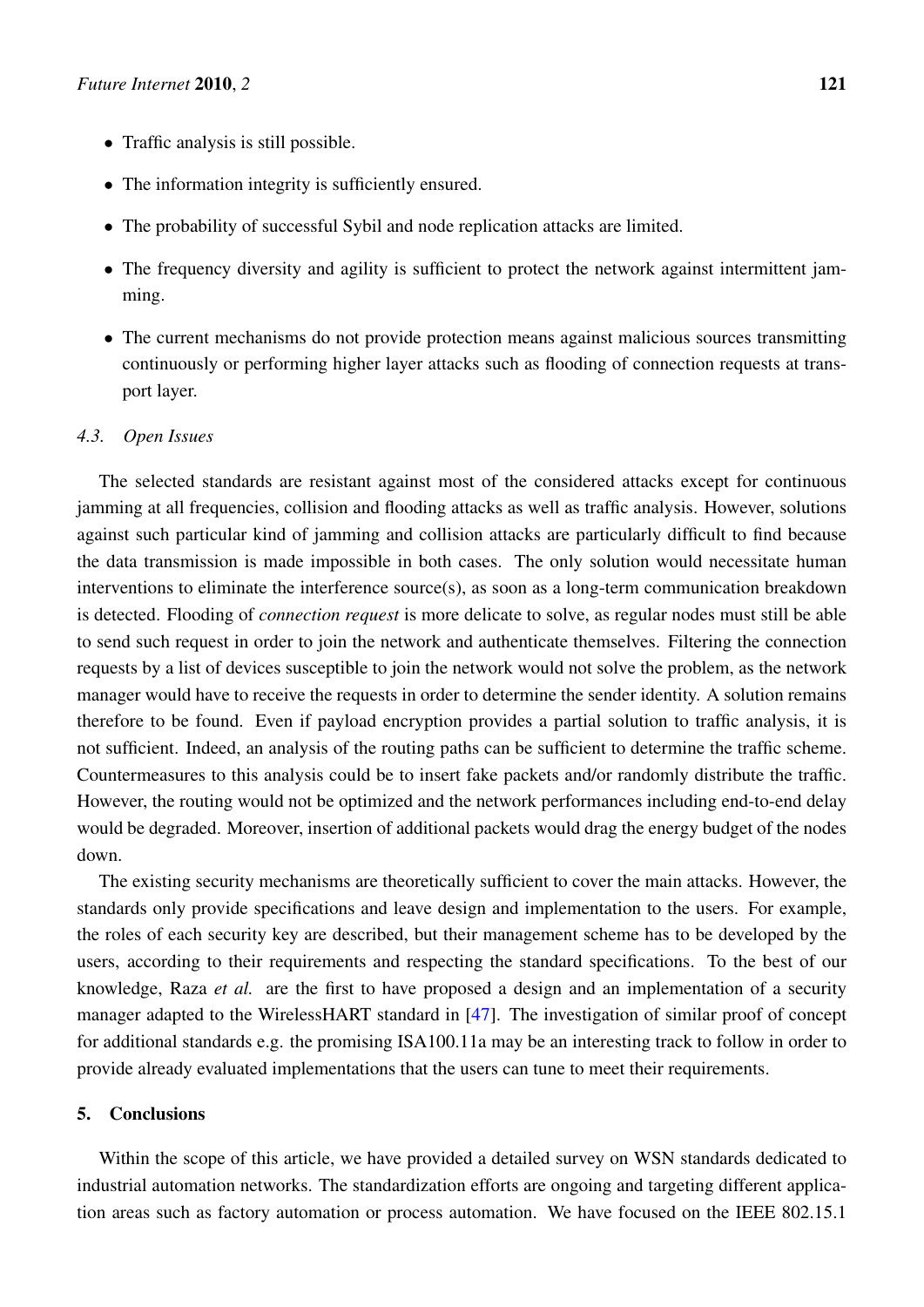- Traffic analysis is still possible.
- The information integrity is sufficiently ensured.
- The probability of successful Sybil and node replication attacks are limited.
- The frequency diversity and agility is sufficient to protect the network against intermittent jamming.
- The current mechanisms do not provide protection means against malicious sources transmitting continuously or performing higher layer attacks such as flooding of connection requests at transport layer.

### 4.3. Open Issues

The selected standards are resistant against most of the considered attacks except for continuous jamming at all frequencies, collision and flooding attacks as well as traffic analysis. However, solutions against such particular kind of jamming and collision attacks are particularly difficult to find because the data transmission is made impossible in both cases. The only solution would necessitate human interventions to eliminate the interference source(s), as soon as a long-term communication breakdown is detected. Flooding of *connection request* is more delicate to solve, as regular nodes must still be able to send such request in order to join the network and authenticate themselves. Filtering the connection requests by a list of devices susceptible to join the network would not solve the problem, as the network manager would have to receive the requests in order to determine the sender identity. A solution remains therefore to be found. Even if payload encryption provides a partial solution to traffic analysis, it is not sufficient. Indeed, an analysis of the routing paths can be sufficient to determine the traffic scheme. Countermeasures to this analysis could be to insert fake packets and/or randomly distribute the traffic. However, the routing would not be optimized and the network performances including end-to-end delay would be degraded. Moreover, insertion of additional packets would drag the energy budget of the nodes down.

The existing security mechanisms are theoretically sufficient to cover the main attacks. However, the standards only provide specifications and leave design and implementation to the users. For example, the roles of each security key are described, but their management scheme has to be developed by the users, according to their requirements and respecting the standard specifications. To the best of our knowledge, Raza *et al.* are the first to have proposed a design and an implementation of a security manager adapted to the WirelessHART standard in [47]. The investigation of similar proof of concept for additional standards e.g. the promising ISA100.11a may be an interesting track to follow in order to provide already evaluated implementations that the users can tune to meet their requirements.

## 5. Conclusions

Within the scope of this article, we have provided a detailed survey on WSN standards dedicated to industrial automation networks. The standardization efforts are ongoing and targeting different application areas such as factory automation or process automation. We have focused on the IEEE 802.15.1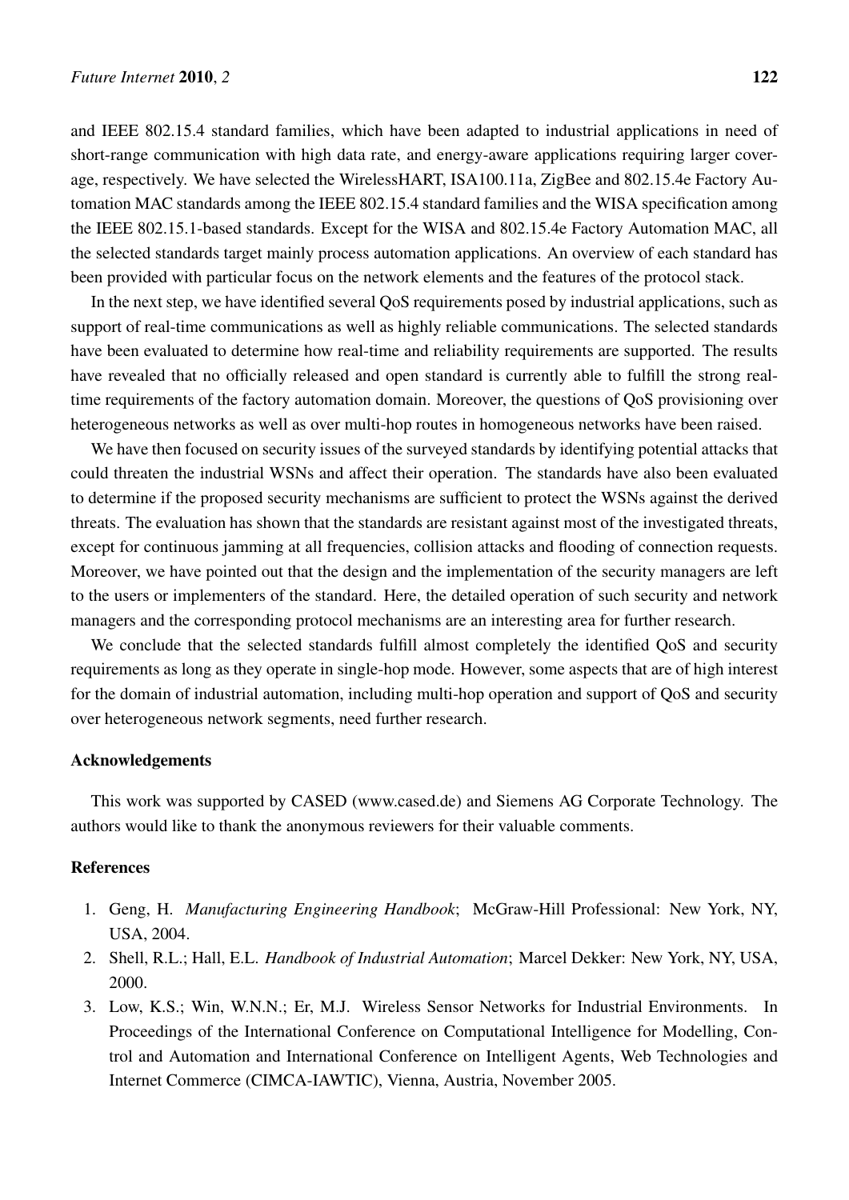and IEEE 802.15.4 standard families, which have been adapted to industrial applications in need of short-range communication with high data rate, and energy-aware applications requiring larger coverage, respectively. We have selected the WirelessHART, ISA100.11a, ZigBee and 802.15.4e Factory Automation MAC standards among the IEEE 802.15.4 standard families and the WISA specification among the IEEE 802.15.1-based standards. Except for the WISA and 802.15.4e Factory Automation MAC, all the selected standards target mainly process automation applications. An overview of each standard has been provided with particular focus on the network elements and the features of the protocol stack.

In the next step, we have identified several QoS requirements posed by industrial applications, such as support of real-time communications as well as highly reliable communications. The selected standards have been evaluated to determine how real-time and reliability requirements are supported. The results have revealed that no officially released and open standard is currently able to fulfill the strong real-time requirements of the factory automation domain. Moreover, the questions of QoS provisioning over heterogeneous networks as well as over multi-hop routes in homogeneous networks have been raised.

We have then focused on security issues of the surveyed standards by identifying potential attacks that could threaten the industrial WSNs and affect their operation. The standards have also been evaluated to determine if the proposed security mechanisms are sufficient to protect the WSNs against the derived threats. The evaluation has shown that the standards are resistant against most of the investigated threats, except for continuous jamming at all frequencies, collision attacks and flooding of connection requests. Moreover, we have pointed out that the design and the implementation of the security managers are left to the users or implementers of the standard. Here, the detailed operation of such security and network managers and the corresponding protocol mechanisms are an interesting area for further research.

We conclude that the selected standards fulfill almost completely the identified QoS and security requirements as long as they operate in single-hop mode. However, some aspects that are of high interest for the domain of industrial automation, including multi-hop operation and support of QoS and security over heterogeneous network segments, need further research.

## Acknowledgements

This work was supported by CASED (www.cased.de) and Siemens AG Corporate Technology. The authors would like to thank the anonymous reviewers for their valuable comments.

## References

1. Geng, H. *Manufacturing Engineering Handbook*; McGraw-Hill Professional: New York, NY, USA, 2004.
2. Shell, R.L.; Hall, E.L. *Handbook of Industrial Automation*; Marcel Dekker: New York, NY, USA, 2000.
3. Low, K.S.; Win, W.N.N.; Er, M.J. Wireless Sensor Networks for Industrial Environments. In Proceedings of the International Conference on Computational Intelligence for Modelling, Control and Automation and International Conference on Intelligent Agents, Web Technologies and Internet Commerce (CIMCA-IAWTIC), Vienna, Austria, November 2005.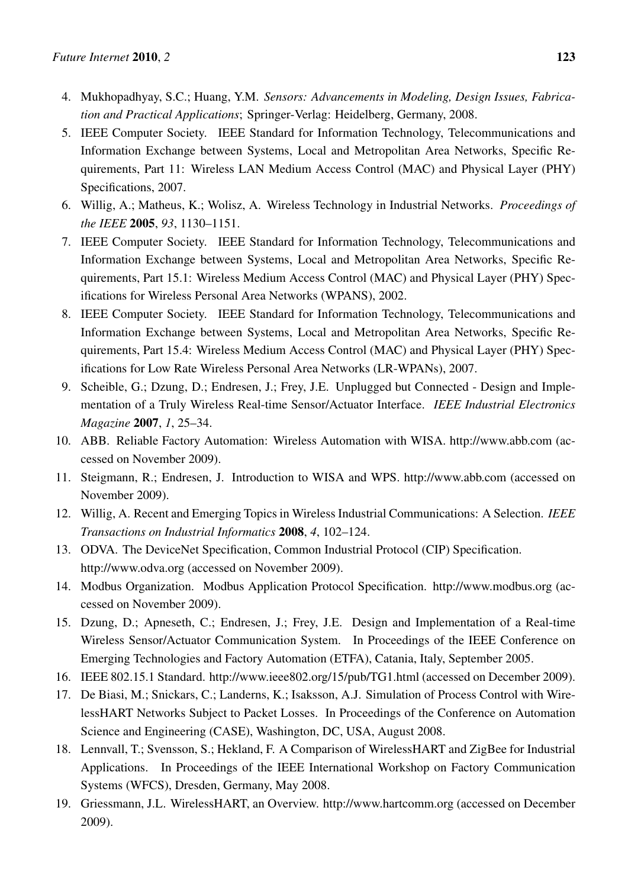4. Mukhopadhyay, S.C.; Huang, Y.M. *Sensors: Advancements in Modeling, Design Issues, Fabrication and Practical Applications*; Springer-Verlag: Heidelberg, Germany, 2008.
5. IEEE Computer Society. IEEE Standard for Information Technology, Telecommunications and Information Exchange between Systems, Local and Metropolitan Area Networks, Specific Requirements, Part 11: Wireless LAN Medium Access Control (MAC) and Physical Layer (PHY) Specifications, 2007.
6. Willig, A.; Matheus, K.; Wolisz, A. Wireless Technology in Industrial Networks. *Proceedings of the IEEE* **2005**, *93*, 1130–1151.
7. IEEE Computer Society. IEEE Standard for Information Technology, Telecommunications and Information Exchange between Systems, Local and Metropolitan Area Networks, Specific Requirements, Part 15.1: Wireless Medium Access Control (MAC) and Physical Layer (PHY) Specifications for Wireless Personal Area Networks (WPANS), 2002.
8. IEEE Computer Society. IEEE Standard for Information Technology, Telecommunications and Information Exchange between Systems, Local and Metropolitan Area Networks, Specific Requirements, Part 15.4: Wireless Medium Access Control (MAC) and Physical Layer (PHY) Specifications for Low Rate Wireless Personal Area Networks (LR-WPANs), 2007.
9. Scheible, G.; Dzung, D.; Endresen, J.; Frey, J.E. Unplugged but Connected - Design and Implementation of a Truly Wireless Real-time Sensor/Actuator Interface. *IEEE Industrial Electronics Magazine* **2007**, *1*, 25–34.
10. ABB. Reliable Factory Automation: Wireless Automation with WISA. http://www.abb.com (accessed on November 2009).
11. Steigmann, R.; Endresen, J. Introduction to WISA and WPS. http://www.abb.com (accessed on November 2009).
12. Willig, A. Recent and Emerging Topics in Wireless Industrial Communications: A Selection. *IEEE Transactions on Industrial Informatics* **2008**, *4*, 102–124.
13. ODVA. The DeviceNet Specification, Common Industrial Protocol (CIP) Specification. http://www.odva.org (accessed on November 2009).
14. Modbus Organization. Modbus Application Protocol Specification. http://www.modbus.org (accessed on November 2009).
15. Dzung, D.; Apneseth, C.; Endresen, J.; Frey, J.E. Design and Implementation of a Real-time Wireless Sensor/Actuator Communication System. In Proceedings of the IEEE Conference on Emerging Technologies and Factory Automation (ETFA), Catania, Italy, September 2005.
16. IEEE 802.15.1 Standard. http://www.ieee802.org/15/pub/TG1.html (accessed on December 2009).
17. De Biasi, M.; Snickars, C.; Landerns, K.; Isaksson, A.J. Simulation of Process Control with WirelessHART Networks Subject to Packet Losses. In Proceedings of the Conference on Automation Science and Engineering (CASE), Washington, DC, USA, August 2008.
18. Lennvall, T.; Svensson, S.; Hekland, F. A Comparison of WirelessHART and ZigBee for Industrial Applications. In Proceedings of the IEEE International Workshop on Factory Communication Systems (WFCS), Dresden, Germany, May 2008.
19. Griessmann, J.L. WirelessHART, an Overview. http://www.hartcomm.org (accessed on December 2009).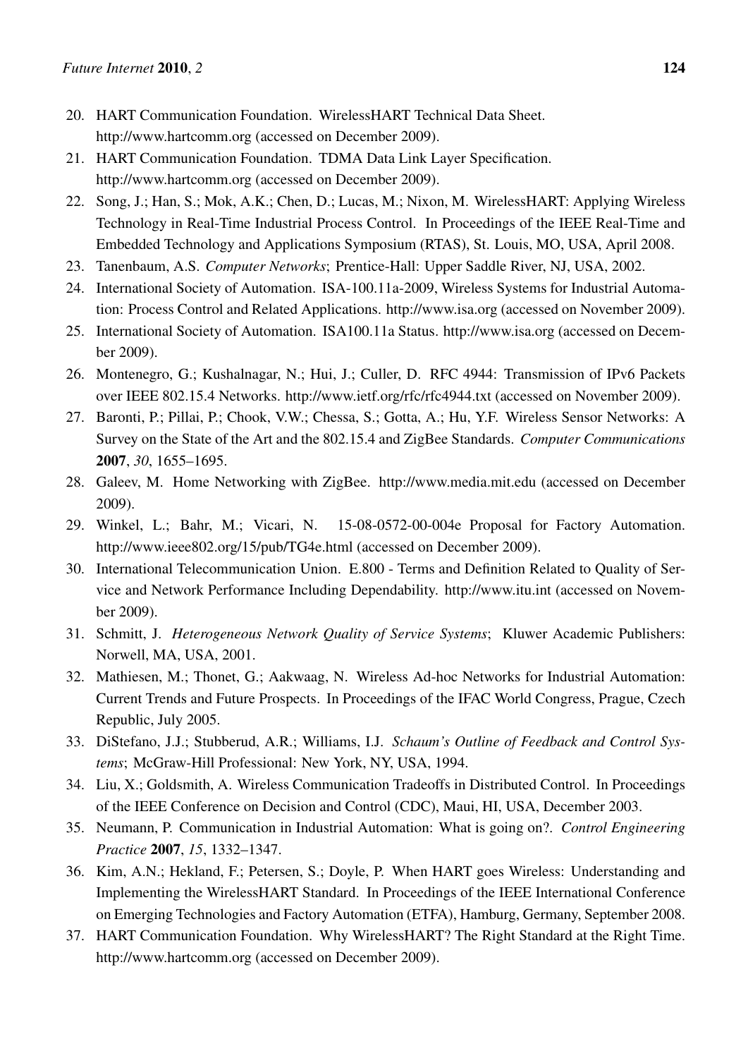20. HART Communication Foundation. WirelessHART Technical Data Sheet. http://www.hartcomm.org (accessed on December 2009).
21. HART Communication Foundation. TDMA Data Link Layer Specification. http://www.hartcomm.org (accessed on December 2009).
22. Song, J.; Han, S.; Mok, A.K.; Chen, D.; Lucas, M.; Nixon, M. WirelessHART: Applying Wireless Technology in Real-Time Industrial Process Control. In Proceedings of the IEEE Real-Time and Embedded Technology and Applications Symposium (RTAS), St. Louis, MO, USA, April 2008.
23. Tanenbaum, A.S. *Computer Networks*; Prentice-Hall: Upper Saddle River, NJ, USA, 2002.
24. International Society of Automation. ISA-100.11a-2009, Wireless Systems for Industrial Automation: Process Control and Related Applications. http://www.isa.org (accessed on November 2009).
25. International Society of Automation. ISA100.11a Status. http://www.isa.org (accessed on December 2009).
26. Montenegro, G.; Kushalnagar, N.; Hui, J.; Culler, D. RFC 4944: Transmission of IPv6 Packets over IEEE 802.15.4 Networks. http://www.ietf.org/rfc/rfc4944.txt (accessed on November 2009).
27. Baronti, P.; Pillai, P.; Chook, V.W.; Chessa, S.; Gotta, A.; Hu, Y.F. Wireless Sensor Networks: A Survey on the State of the Art and the 802.15.4 and ZigBee Standards. *Computer Communications* **2007**, *30*, 1655–1695.
28. Galeev, M. Home Networking with ZigBee. http://www.media.mit.edu (accessed on December 2009).
29. Winkel, L.; Bahr, M.; Vicari, N. 15-08-0572-00-004e Proposal for Factory Automation. http://www.ieee802.org/15/pub/TG4e.html (accessed on December 2009).
30. International Telecommunication Union. E.800 - Terms and Definition Related to Quality of Service and Network Performance Including Dependability. http://www.itu.int (accessed on November 2009).
31. Schmitt, J. *Heterogeneous Network Quality of Service Systems*; Kluwer Academic Publishers: Norwell, MA, USA, 2001.
32. Mathiesen, M.; Thonet, G.; Aakwaag, N. Wireless Ad-hoc Networks for Industrial Automation: Current Trends and Future Prospects. In Proceedings of the IFAC World Congress, Prague, Czech Republic, July 2005.
33. DiStefano, J.J.; Stubberud, A.R.; Williams, I.J. *Schaum's Outline of Feedback and Control Systems*; McGraw-Hill Professional: New York, NY, USA, 1994.
34. Liu, X.; Goldsmith, A. Wireless Communication Tradeoffs in Distributed Control. In Proceedings of the IEEE Conference on Decision and Control (CDC), Maui, HI, USA, December 2003.
35. Neumann, P. Communication in Industrial Automation: What is going on?. *Control Engineering Practice* **2007**, *15*, 1332–1347.
36. Kim, A.N.; Hekland, F.; Petersen, S.; Doyle, P. When HART goes Wireless: Understanding and Implementing the WirelessHART Standard. In Proceedings of the IEEE International Conference on Emerging Technologies and Factory Automation (ETFA), Hamburg, Germany, September 2008.
37. HART Communication Foundation. Why WirelessHART? The Right Standard at the Right Time. http://www.hartcomm.org (accessed on December 2009).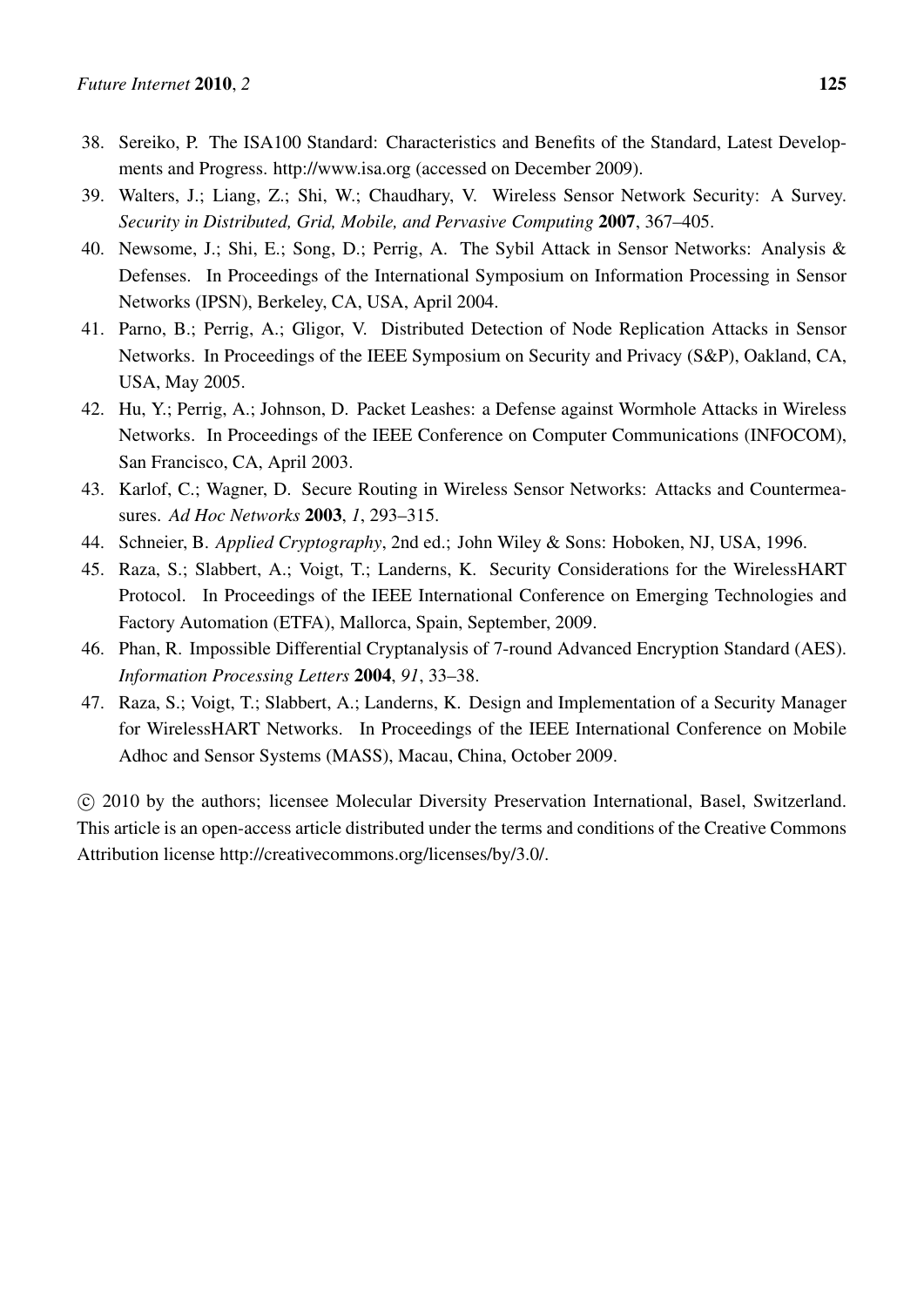38. Sereiko, P. The ISA100 Standard: Characteristics and Benefits of the Standard, Latest Developments and Progress. http://www.isa.org (accessed on December 2009).
39. Walters, J.; Liang, Z.; Shi, W.; Chaudhary, V. Wireless Sensor Network Security: A Survey. *Security in Distributed, Grid, Mobile, and Pervasive Computing* **2007**, 367–405.
40. Newsome, J.; Shi, E.; Song, D.; Perrig, A. The Sybil Attack in Sensor Networks: Analysis & Defenses. In Proceedings of the International Symposium on Information Processing in Sensor Networks (IPSN), Berkeley, CA, USA, April 2004.
41. Parno, B.; Perrig, A.; Gligor, V. Distributed Detection of Node Replication Attacks in Sensor Networks. In Proceedings of the IEEE Symposium on Security and Privacy (S&P), Oakland, CA, USA, May 2005.
42. Hu, Y.; Perrig, A.; Johnson, D. Packet Leashes: a Defense against Wormhole Attacks in Wireless Networks. In Proceedings of the IEEE Conference on Computer Communications (INFOCOM), San Francisco, CA, April 2003.
43. Karlof, C.; Wagner, D. Secure Routing in Wireless Sensor Networks: Attacks and Countermeasures. *Ad Hoc Networks* **2003**, *1*, 293–315.
44. Schneier, B. *Applied Cryptography*, 2nd ed.; John Wiley & Sons: Hoboken, NJ, USA, 1996.
45. Raza, S.; Slabbert, A.; Voigt, T.; Landerns, K. Security Considerations for the WirelessHART Protocol. In Proceedings of the IEEE International Conference on Emerging Technologies and Factory Automation (ETFA), Mallorca, Spain, September, 2009.
46. Phan, R. Impossible Differential Cryptanalysis of 7-round Advanced Encryption Standard (AES). *Information Processing Letters* **2004**, *91*, 33–38.
47. Raza, S.; Voigt, T.; Slabbert, A.; Landerns, K. Design and Implementation of a Security Manager for WirelessHART Networks. In Proceedings of the IEEE International Conference on Mobile Adhoc and Sensor Systems (MASS), Macau, China, October 2009.

© 2010 by the authors; licensee Molecular Diversity Preservation International, Basel, Switzerland. This article is an open-access article distributed under the terms and conditions of the Creative Commons Attribution license http://creativecommons.org/licenses/by/3.0/.